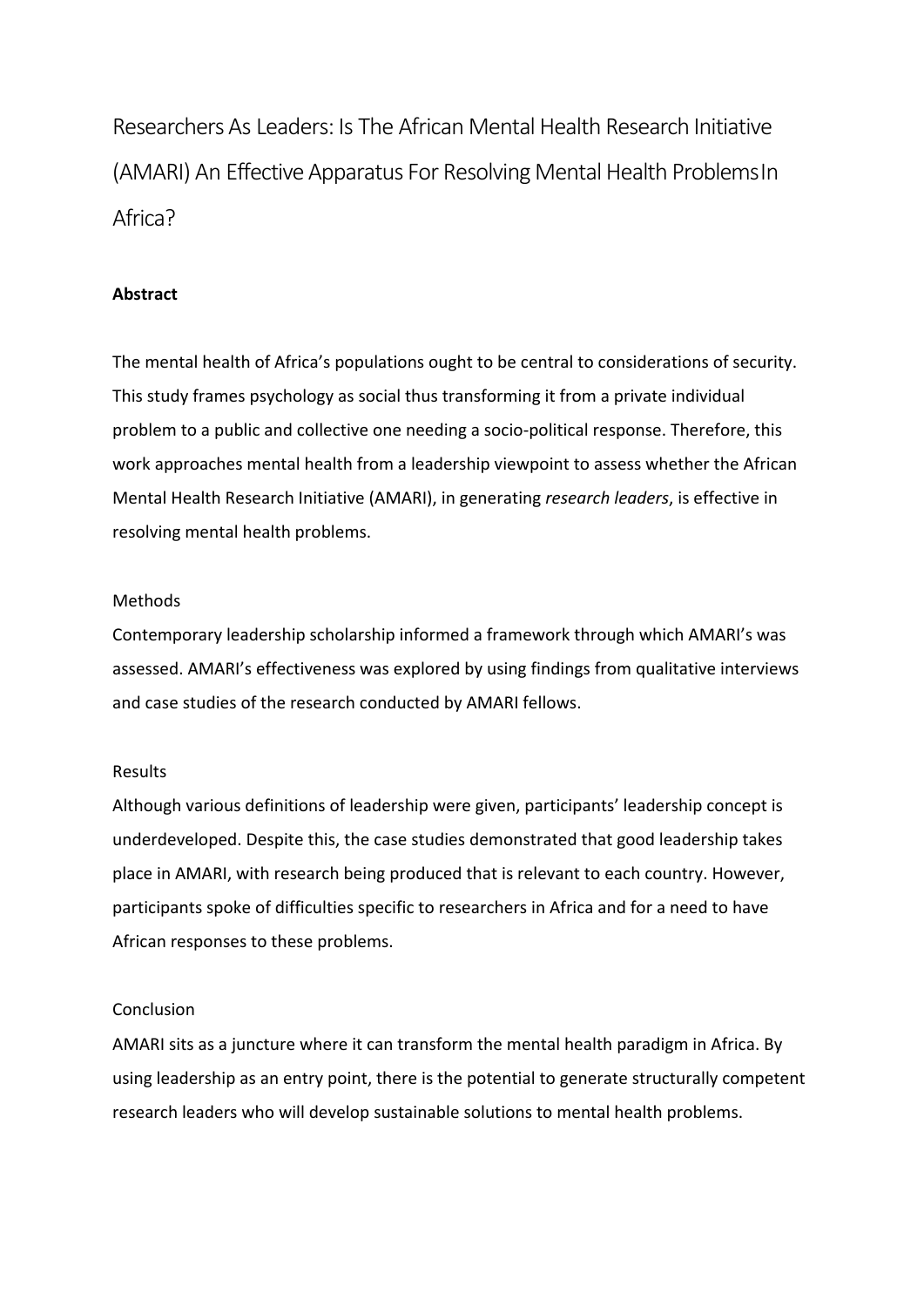# Researchers As Leaders: Is The African Mental Health Research Initiative (AMARI) An Effective Apparatus For Resolving Mental Health Problems In Africa?

**Abstract**

The mental health of Africa's populations ought to be central to considerations of security. This study frames psychology as social thus transforming it from a private individual problem to a public and collective one needing a socio-political response. Therefore, this work approaches mental health from a leadership viewpoint to assess whether the African Mental Health Research Initiative (AMARI), in generating *research leaders*, is effective in resolving mental health problems.

Methods

Contemporary leadership scholarship informed a framework through which AMARI's was assessed. AMARI's effectiveness was explored by using findings from qualitative interviews and case studies of the research conducted by AMARI fellows.

Results

Although various definitions of leadership were given, participants' leadership concept is underdeveloped. Despite this, the case studies demonstrated that good leadership takes place in AMARI, with research being produced that is relevant to each country. However, participants spoke of difficulties specific to researchers in Africa and for a need to have African responses to these problems.

Conclusion

AMARI sits as a juncture where it can transform the mental health paradigm in Africa. By using leadership as an entry point, there is the potential to generate structurally competent research leaders who will develop sustainable solutions to mental health problems.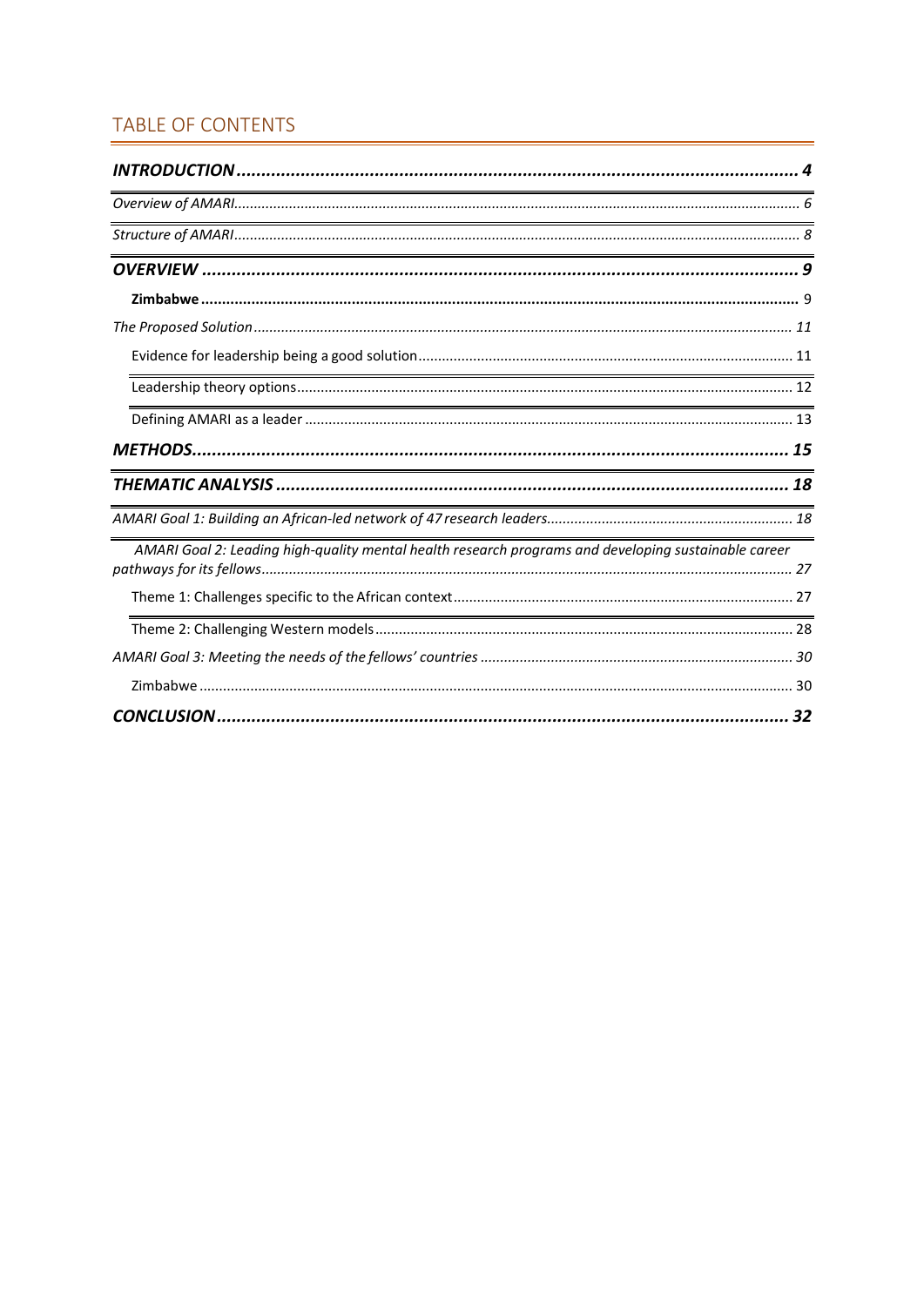## TABLE OF CONTENTS

**_INTRODUCTION_** ........ 4

_Overview of AMARI_ ........ 6

_Structure of AMARI_ ........ 8

**_OVERVIEW_** ........ 9

**Zimbabwe** ........ 9

_The Proposed Solution_ ........ 11

Evidence for leadership being a good solution ........ 11

Leadership theory options ........ 12

Defining AMARI as a leader ........ 13

**_METHODS_** ........ 15

**_THEMATIC ANALYSIS_** ........ 18

_AMARI Goal 1: Building an African-led network of 47 research leaders_ ........ 18

_AMARI Goal 2: Leading high-quality mental health research programs and developing sustainable career pathways for its fellows_ ........ 27

Theme 1: Challenges specific to the African context ........ 27

Theme 2: Challenging Western models ........ 28

_AMARI Goal 3: Meeting the needs of the fellows' countries_ ........ 30

Zimbabwe ........ 30

**_CONCLUSION_** ........ 32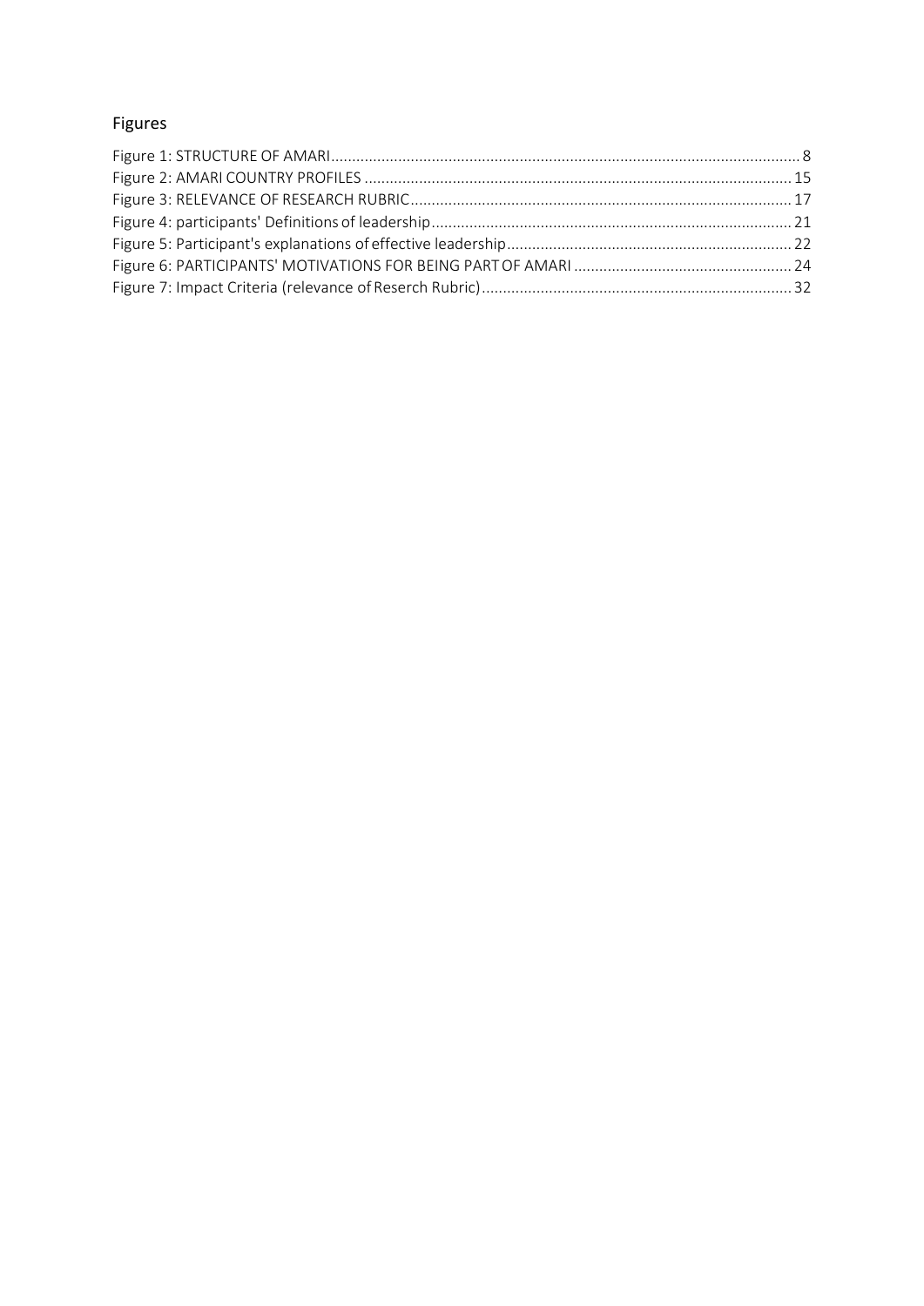## Figures

Figure 1: STRUCTURE OF AMARI ........ 8
Figure 2: AMARI COUNTRY PROFILES ........ 15
Figure 3: RELEVANCE OF RESEARCH RUBRIC ........ 17
Figure 4: participants' Definitions of leadership ........ 21
Figure 5: Participant's explanations of effective leadership ........ 22
Figure 6: PARTICIPANTS' MOTIVATIONS FOR BEING PART OF AMARI ........ 24
Figure 7: Impact Criteria (relevance of Reserch Rubric) ........ 32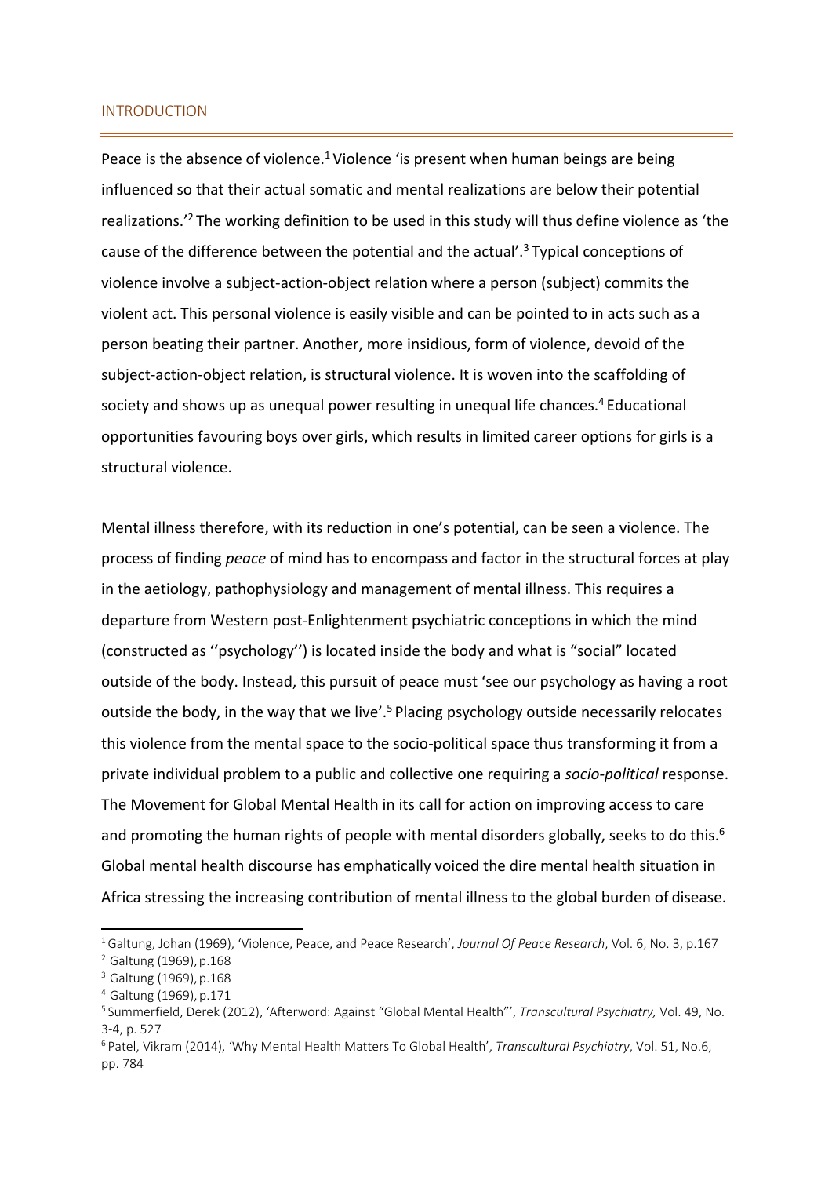## INTRODUCTION

Peace is the absence of violence.[1] Violence 'is present when human beings are being influenced so that their actual somatic and mental realizations are below their potential realizations.'[2] The working definition to be used in this study will thus define violence as 'the cause of the difference between the potential and the actual'.[3] Typical conceptions of violence involve a subject-action-object relation where a person (subject) commits the violent act. This personal violence is easily visible and can be pointed to in acts such as a person beating their partner. Another, more insidious, form of violence, devoid of the subject-action-object relation, is structural violence. It is woven into the scaffolding of society and shows up as unequal power resulting in unequal life chances.[4] Educational opportunities favouring boys over girls, which results in limited career options for girls is a structural violence.

Mental illness therefore, with its reduction in one's potential, can be seen a violence. The process of finding *peace* of mind has to encompass and factor in the structural forces at play in the aetiology, pathophysiology and management of mental illness. This requires a departure from Western post-Enlightenment psychiatric conceptions in which the mind (constructed as ''psychology'') is located inside the body and what is "social" located outside of the body. Instead, this pursuit of peace must 'see our psychology as having a root outside the body, in the way that we live'.[5] Placing psychology outside necessarily relocates this violence from the mental space to the socio-political space thus transforming it from a private individual problem to a public and collective one requiring a *socio-political* response. The Movement for Global Mental Health in its call for action on improving access to care and promoting the human rights of people with mental disorders globally, seeks to do this.[6] Global mental health discourse has emphatically voiced the dire mental health situation in Africa stressing the increasing contribution of mental illness to the global burden of disease.

---

[1] Galtung, Johan (1969), 'Violence, Peace, and Peace Research', *Journal Of Peace Research*, Vol. 6, No. 3, p.167

[2] Galtung (1969), p.168

[3] Galtung (1969), p.168

[4] Galtung (1969), p.171

[5] Summerfield, Derek (2012), 'Afterword: Against "Global Mental Health"', *Transcultural Psychiatry,* Vol. 49, No. 3-4, p. 527

[6] Patel, Vikram (2014), 'Why Mental Health Matters To Global Health', *Transcultural Psychiatry*, Vol. 51, No.6, pp. 784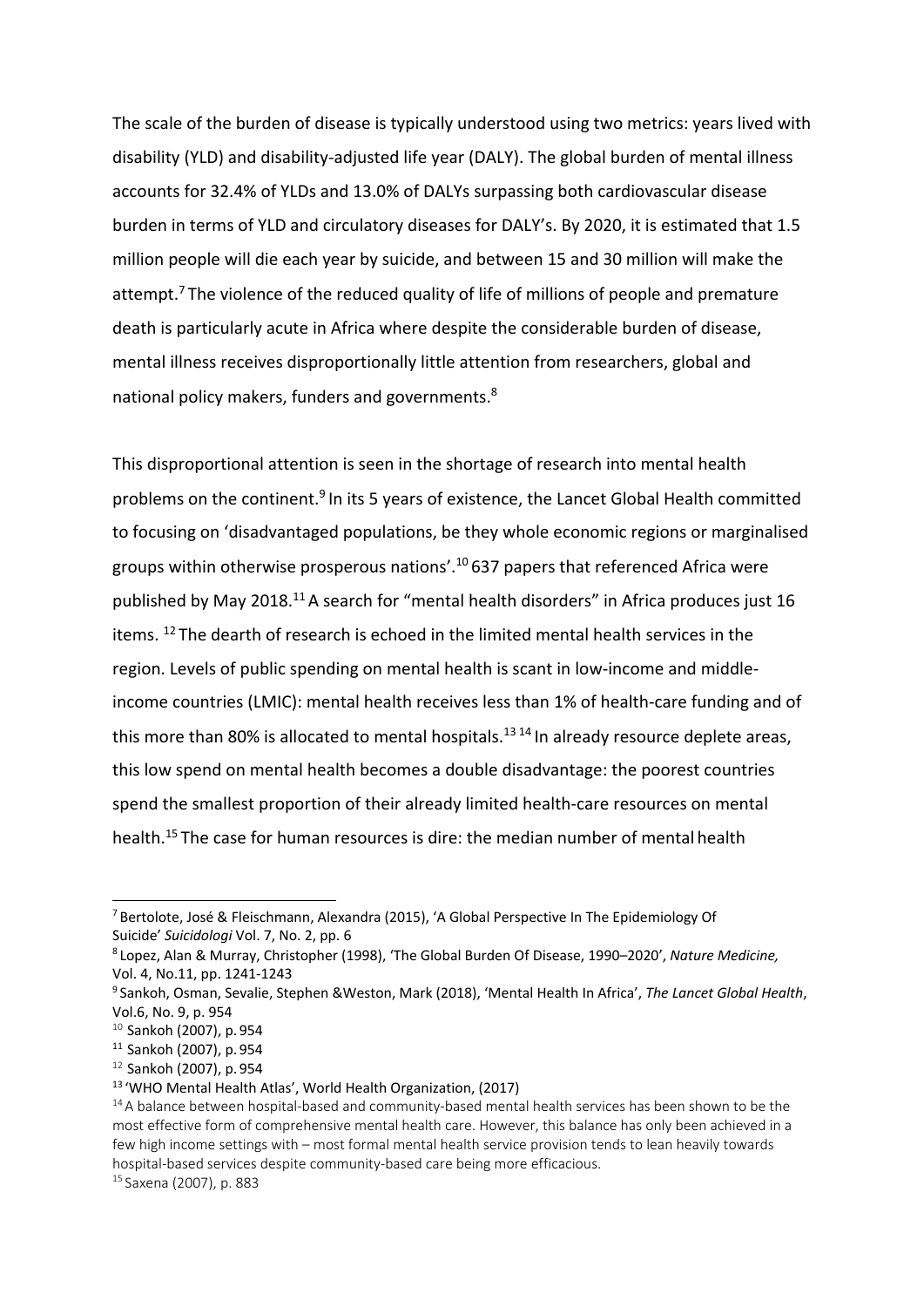The scale of the burden of disease is typically understood using two metrics: years lived with disability (YLD) and disability-adjusted life year (DALY). The global burden of mental illness accounts for 32.4% of YLDs and 13.0% of DALYs surpassing both cardiovascular disease burden in terms of YLD and circulatory diseases for DALY's. By 2020, it is estimated that 1.5 million people will die each year by suicide, and between 15 and 30 million will make the attempt.[7] The violence of the reduced quality of life of millions of people and premature death is particularly acute in Africa where despite the considerable burden of disease, mental illness receives disproportionally little attention from researchers, global and national policy makers, funders and governments.[8]

This disproportional attention is seen in the shortage of research into mental health problems on the continent.[9] In its 5 years of existence, the Lancet Global Health committed to focusing on 'disadvantaged populations, be they whole economic regions or marginalised groups within otherwise prosperous nations'.[10] 637 papers that referenced Africa were published by May 2018.[11] A search for "mental health disorders" in Africa produces just 16 items. [12] The dearth of research is echoed in the limited mental health services in the region. Levels of public spending on mental health is scant in low-income and middle-income countries (LMIC): mental health receives less than 1% of health-care funding and of this more than 80% is allocated to mental hospitals.[13] [14] In already resource deplete areas, this low spend on mental health becomes a double disadvantage: the poorest countries spend the smallest proportion of their already limited health-care resources on mental health.[15] The case for human resources is dire: the median number of mental health

---

[7] Bertolote, José & Fleischmann, Alexandra (2015), 'A Global Perspective In The Epidemiology Of Suicide' *Suicidologi* Vol. 7, No. 2, pp. 6

[8] Lopez, Alan & Murray, Christopher (1998), 'The Global Burden Of Disease, 1990–2020', *Nature Medicine,* Vol. 4, No.11, pp. 1241-1243

[9] Sankoh, Osman, Sevalie, Stephen &Weston, Mark (2018), 'Mental Health In Africa', *The Lancet Global Health*, Vol.6, No. 9, p. 954

[10] Sankoh (2007), p. 954

[11] Sankoh (2007), p. 954

[12] Sankoh (2007), p. 954

[13] 'WHO Mental Health Atlas', World Health Organization, (2017)

[14] A balance between hospital-based and community-based mental health services has been shown to be the most effective form of comprehensive mental health care. However, this balance has only been achieved in a few high income settings with – most formal mental health service provision tends to lean heavily towards hospital-based services despite community-based care being more efficacious.

[15] Saxena (2007), p. 883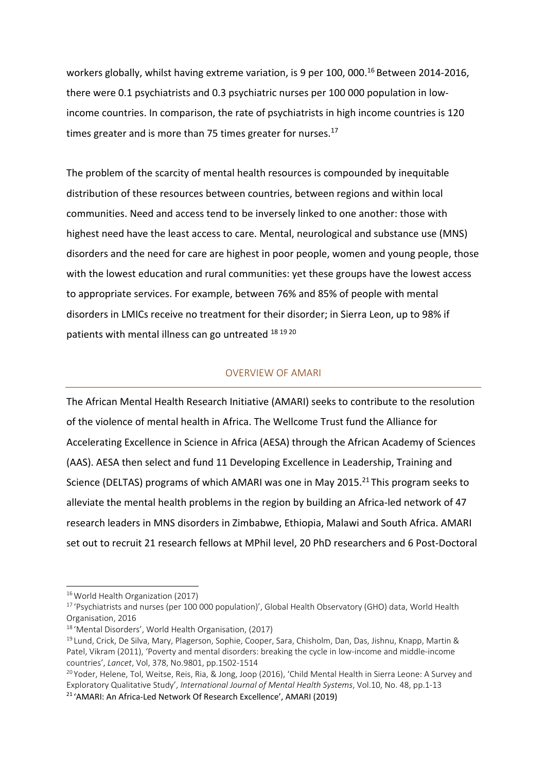workers globally, whilst having extreme variation, is 9 per 100, 000.[16] Between 2014-2016, there were 0.1 psychiatrists and 0.3 psychiatric nurses per 100 000 population in low-income countries. In comparison, the rate of psychiatrists in high income countries is 120 times greater and is more than 75 times greater for nurses.[17]

The problem of the scarcity of mental health resources is compounded by inequitable distribution of these resources between countries, between regions and within local communities. Need and access tend to be inversely linked to one another: those with highest need have the least access to care. Mental, neurological and substance use (MNS) disorders and the need for care are highest in poor people, women and young people, those with the lowest education and rural communities: yet these groups have the lowest access to appropriate services. For example, between 76% and 85% of people with mental disorders in LMICs receive no treatment for their disorder; in Sierra Leon, up to 98% if patients with mental illness can go untreated [18] [19] [20]

## OVERVIEW OF AMARI

The African Mental Health Research Initiative (AMARI) seeks to contribute to the resolution of the violence of mental health in Africa. The Wellcome Trust fund the Alliance for Accelerating Excellence in Science in Africa (AESA) through the African Academy of Sciences (AAS). AESA then select and fund 11 Developing Excellence in Leadership, Training and Science (DELTAS) programs of which AMARI was one in May 2015.[21] This program seeks to alleviate the mental health problems in the region by building an Africa-led network of 47 research leaders in MNS disorders in Zimbabwe, Ethiopia, Malawi and South Africa. AMARI set out to recruit 21 research fellows at MPhil level, 20 PhD researchers and 6 Post-Doctoral

---

[16] World Health Organization (2017)

[17] 'Psychiatrists and nurses (per 100 000 population)', Global Health Observatory (GHO) data, World Health Organisation, 2016

[18] 'Mental Disorders', World Health Organisation, (2017)

[19] Lund, Crick, De Silva, Mary, Plagerson, Sophie, Cooper, Sara, Chisholm, Dan, Das, Jishnu, Knapp, Martin & Patel, Vikram (2011), 'Poverty and mental disorders: breaking the cycle in low-income and middle-income countries', *Lancet*, Vol, 378, No.9801, pp.1502-1514

[20] Yoder, Helene, Tol, Weitse, Reis, Ria, & Jong, Joop (2016), 'Child Mental Health in Sierra Leone: A Survey and Exploratory Qualitative Study', *International Journal of Mental Health Systems*, Vol.10, No. 48, pp.1-13

[21] 'AMARI: An Africa-Led Network Of Research Excellence', AMARI (2019)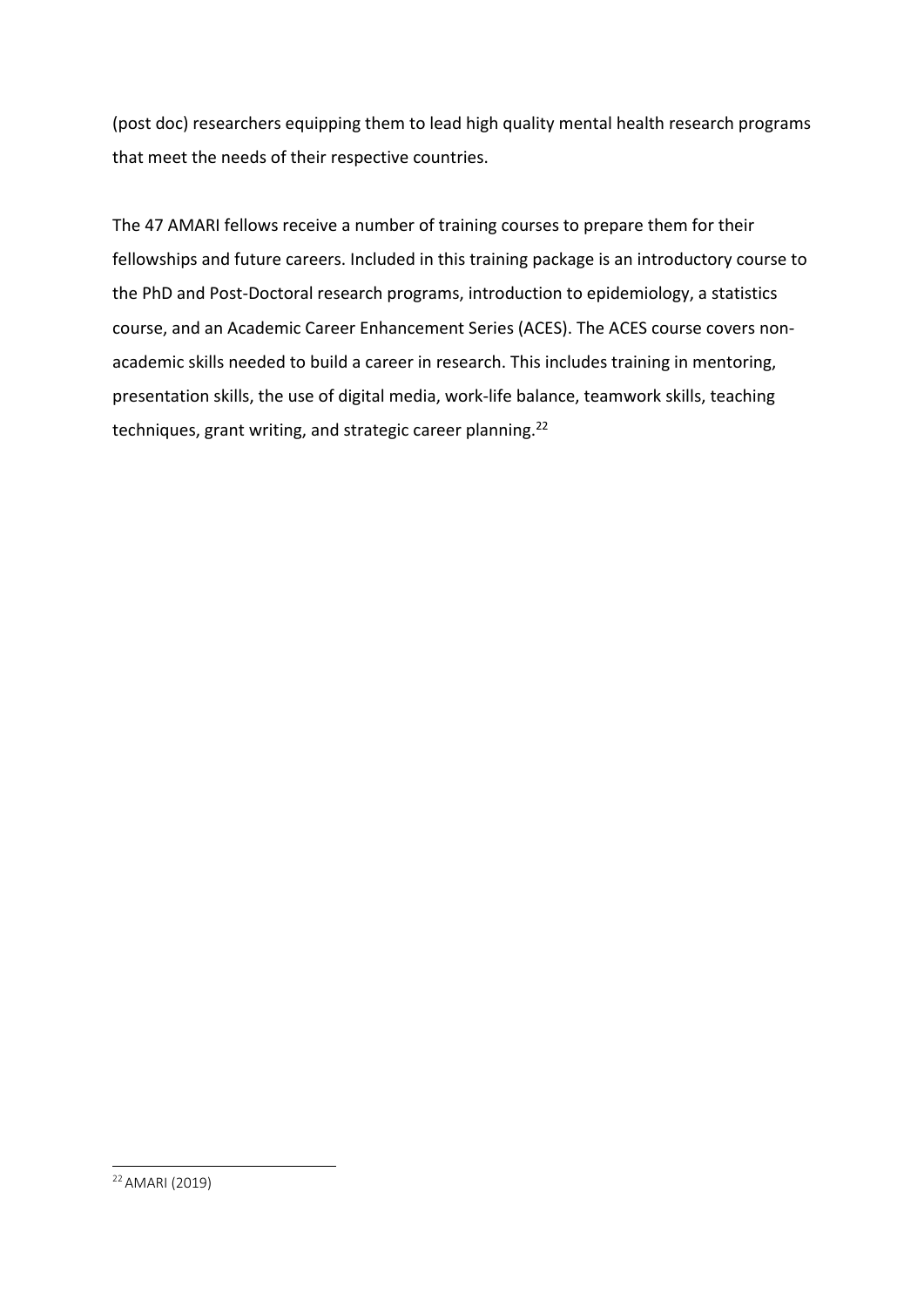(post doc) researchers equipping them to lead high quality mental health research programs that meet the needs of their respective countries.

The 47 AMARI fellows receive a number of training courses to prepare them for their fellowships and future careers. Included in this training package is an introductory course to the PhD and Post-Doctoral research programs, introduction to epidemiology, a statistics course, and an Academic Career Enhancement Series (ACES). The ACES course covers non-academic skills needed to build a career in research. This includes training in mentoring, presentation skills, the use of digital media, work-life balance, teamwork skills, teaching techniques, grant writing, and strategic career planning.[22]

---

[22] AMARI (2019)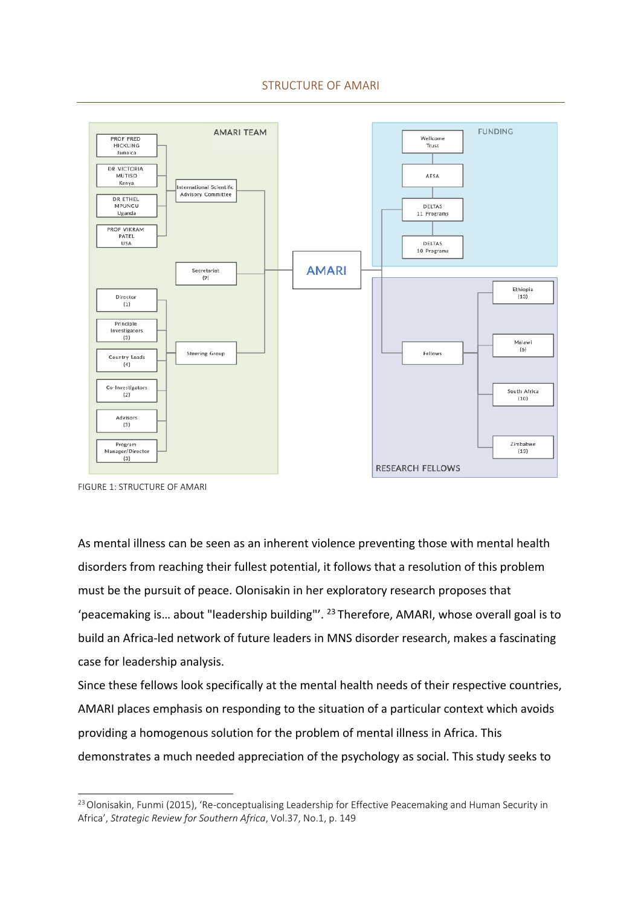## STRUCTURE OF AMARI

AMARI TEAM

- PROF FRED HICKLING Jamaica
- DR VICTORIA MUTISO Kenya
- DR ETHEL MPUNGU Uganda
- PROF VIKRAM PATEL USA

International Scientific Advisory Committee

Secretariat (2)

- Director (1)
- Principle Investigators (3)
- Country Leads (4)
- Co-Investigators (2)
- Advisors (5)
- Program Manager/Director (3)

Steering Group

AMARI

FUNDING

- Wellcome Trust
- AESA
- DELTAS 11 Programs
- DELTAS 10 Programs

RESEARCH FELLOWS

Fellows

- Ethiopia (13)
- Malawi (6)
- South Africa (10)
- Zimbabwe (13)

FIGURE 1: STRUCTURE OF AMARI

As mental illness can be seen as an inherent violence preventing those with mental health disorders from reaching their fullest potential, it follows that a resolution of this problem must be the pursuit of peace. Olonisakin in her exploratory research proposes that 'peacemaking is… about "leadership building"'.[23] Therefore, AMARI, whose overall goal is to build an Africa-led network of future leaders in MNS disorder research, makes a fascinating case for leadership analysis.

Since these fellows look specifically at the mental health needs of their respective countries, AMARI places emphasis on responding to the situation of a particular context which avoids providing a homogenous solution for the problem of mental illness in Africa. This demonstrates a much needed appreciation of the psychology as social. This study seeks to

---

[23] Olonisakin, Funmi (2015), 'Re-conceptualising Leadership for Effective Peacemaking and Human Security in Africa', *Strategic Review for Southern Africa*, Vol.37, No.1, p. 149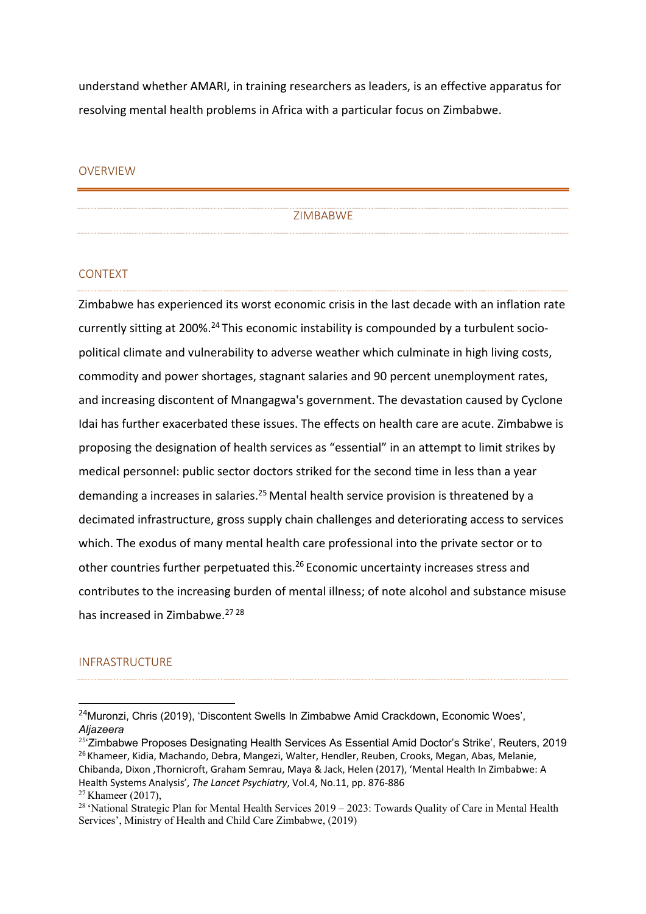understand whether AMARI, in training researchers as leaders, is an effective apparatus for resolving mental health problems in Africa with a particular focus on Zimbabwe.

## OVERVIEW

### ZIMBABWE

#### CONTEXT

Zimbabwe has experienced its worst economic crisis in the last decade with an inflation rate currently sitting at 200%.[24] This economic instability is compounded by a turbulent socio-political climate and vulnerability to adverse weather which culminate in high living costs, commodity and power shortages, stagnant salaries and 90 percent unemployment rates, and increasing discontent of Mnangagwa's government. The devastation caused by Cyclone Idai has further exacerbated these issues. The effects on health care are acute. Zimbabwe is proposing the designation of health services as "essential" in an attempt to limit strikes by medical personnel: public sector doctors striked for the second time in less than a year demanding a increases in salaries.[25] Mental health service provision is threatened by a decimated infrastructure, gross supply chain challenges and deteriorating access to services which. The exodus of many mental health care professional into the private sector or to other countries further perpetuated this.[26] Economic uncertainty increases stress and contributes to the increasing burden of mental illness; of note alcohol and substance misuse has increased in Zimbabwe.[27] [28]

#### INFRASTRUCTURE

---

[24] Muronzi, Chris (2019), 'Discontent Swells In Zimbabwe Amid Crackdown, Economic Woes', *Aljazeera*

[25] 'Zimbabwe Proposes Designating Health Services As Essential Amid Doctor's Strike', Reuters, 2019

[26] Khameer, Kidia, Machando, Debra, Mangezi, Walter, Hendler, Reuben, Crooks, Megan, Abas, Melanie, Chibanda, Dixon ,Thornicroft, Graham Semrau, Maya & Jack, Helen (2017), 'Mental Health In Zimbabwe: A Health Systems Analysis', *The Lancet Psychiatry*, Vol.4, No.11, pp. 876-886

[27] Khameer (2017),

[28] 'National Strategic Plan for Mental Health Services 2019 – 2023: Towards Quality of Care in Mental Health Services', Ministry of Health and Child Care Zimbabwe, (2019)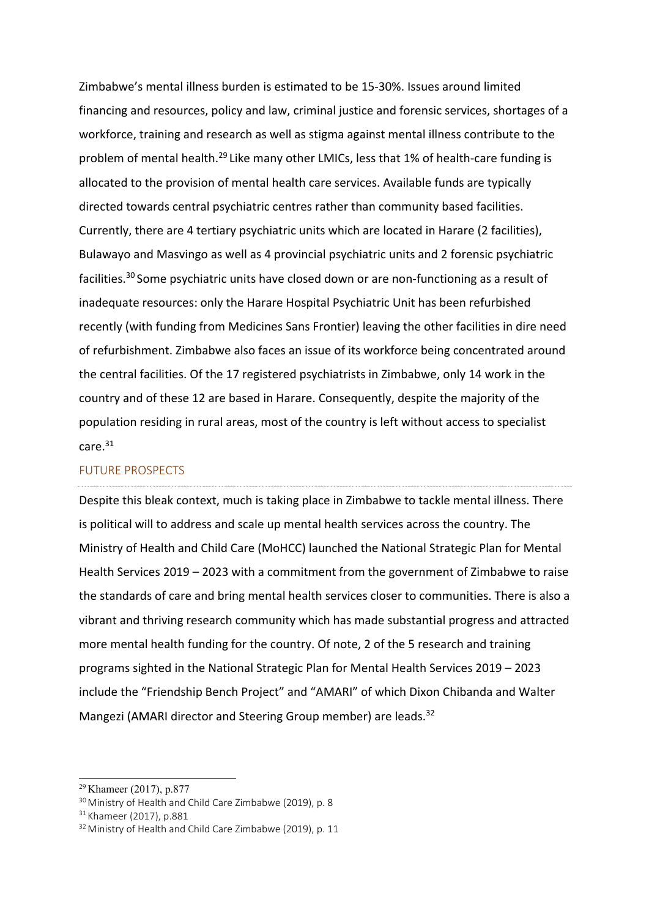Zimbabwe's mental illness burden is estimated to be 15-30%. Issues around limited financing and resources, policy and law, criminal justice and forensic services, shortages of a workforce, training and research as well as stigma against mental illness contribute to the problem of mental health.[29] Like many other LMICs, less that 1% of health-care funding is allocated to the provision of mental health care services. Available funds are typically directed towards central psychiatric centres rather than community based facilities. Currently, there are 4 tertiary psychiatric units which are located in Harare (2 facilities), Bulawayo and Masvingo as well as 4 provincial psychiatric units and 2 forensic psychiatric facilities.[30] Some psychiatric units have closed down or are non-functioning as a result of inadequate resources: only the Harare Hospital Psychiatric Unit has been refurbished recently (with funding from Medicines Sans Frontier) leaving the other facilities in dire need of refurbishment. Zimbabwe also faces an issue of its workforce being concentrated around the central facilities. Of the 17 registered psychiatrists in Zimbabwe, only 14 work in the country and of these 12 are based in Harare. Consequently, despite the majority of the population residing in rural areas, most of the country is left without access to specialist care.[31]

## FUTURE PROSPECTS

Despite this bleak context, much is taking place in Zimbabwe to tackle mental illness. There is political will to address and scale up mental health services across the country. The Ministry of Health and Child Care (MoHCC) launched the National Strategic Plan for Mental Health Services 2019 – 2023 with a commitment from the government of Zimbabwe to raise the standards of care and bring mental health services closer to communities. There is also a vibrant and thriving research community which has made substantial progress and attracted more mental health funding for the country. Of note, 2 of the 5 research and training programs sighted in the National Strategic Plan for Mental Health Services 2019 – 2023 include the "Friendship Bench Project" and "AMARI" of which Dixon Chibanda and Walter Mangezi (AMARI director and Steering Group member) are leads.[32]

---

[29] Khameer (2017), p.877

[30] Ministry of Health and Child Care Zimbabwe (2019), p. 8

[31] Khameer (2017), p.881

[32] Ministry of Health and Child Care Zimbabwe (2019), p. 11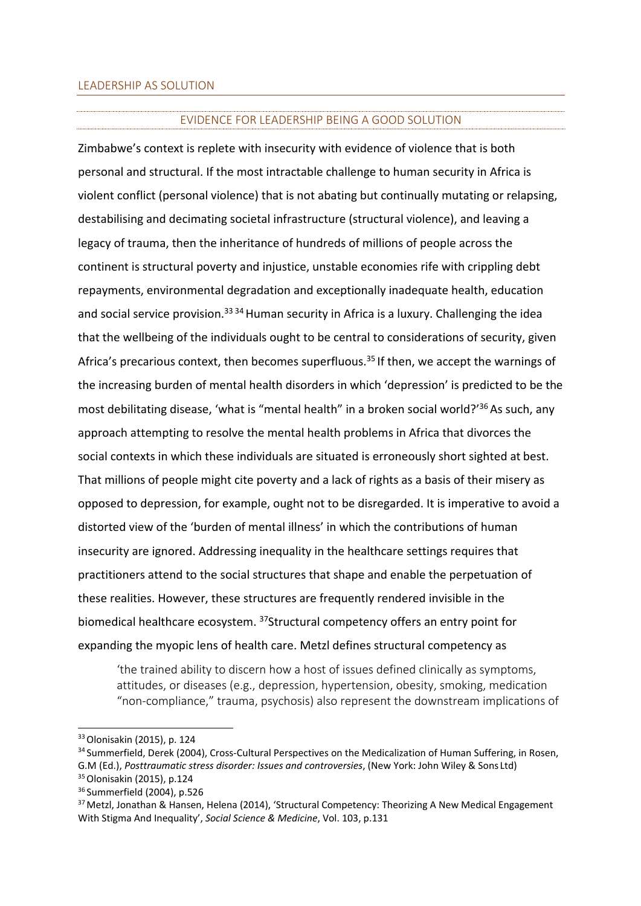## LEADERSHIP AS SOLUTION

### EVIDENCE FOR LEADERSHIP BEING A GOOD SOLUTION

Zimbabwe's context is replete with insecurity with evidence of violence that is both personal and structural. If the most intractable challenge to human security in Africa is violent conflict (personal violence) that is not abating but continually mutating or relapsing, destabilising and decimating societal infrastructure (structural violence), and leaving a legacy of trauma, then the inheritance of hundreds of millions of people across the continent is structural poverty and injustice, unstable economies rife with crippling debt repayments, environmental degradation and exceptionally inadequate health, education and social service provision.[33] [34] Human security in Africa is a luxury. Challenging the idea that the wellbeing of the individuals ought to be central to considerations of security, given Africa's precarious context, then becomes superfluous.[35] If then, we accept the warnings of the increasing burden of mental health disorders in which 'depression' is predicted to be the most debilitating disease, 'what is "mental health" in a broken social world?'[36] As such, any approach attempting to resolve the mental health problems in Africa that divorces the social contexts in which these individuals are situated is erroneously short sighted at best. That millions of people might cite poverty and a lack of rights as a basis of their misery as opposed to depression, for example, ought not to be disregarded. It is imperative to avoid a distorted view of the 'burden of mental illness' in which the contributions of human insecurity are ignored. Addressing inequality in the healthcare settings requires that practitioners attend to the social structures that shape and enable the perpetuation of these realities. However, these structures are frequently rendered invisible in the biomedical healthcare ecosystem. [37]Structural competency offers an entry point for expanding the myopic lens of health care. Metzl defines structural competency as

> 'the trained ability to discern how a host of issues defined clinically as symptoms, attitudes, or diseases (e.g., depression, hypertension, obesity, smoking, medication "non-compliance," trauma, psychosis) also represent the downstream implications of

---

[33] Olonisakin (2015), p. 124

[34] Summerfield, Derek (2004), Cross-Cultural Perspectives on the Medicalization of Human Suffering, in Rosen, G.M (Ed.), *Posttraumatic stress disorder: Issues and controversies*, (New York: John Wiley & Sons Ltd)

[35] Olonisakin (2015), p.124

[36] Summerfield (2004), p.526

[37] Metzl, Jonathan & Hansen, Helena (2014), 'Structural Competency: Theorizing A New Medical Engagement With Stigma And Inequality', *Social Science & Medicine*, Vol. 103, p.131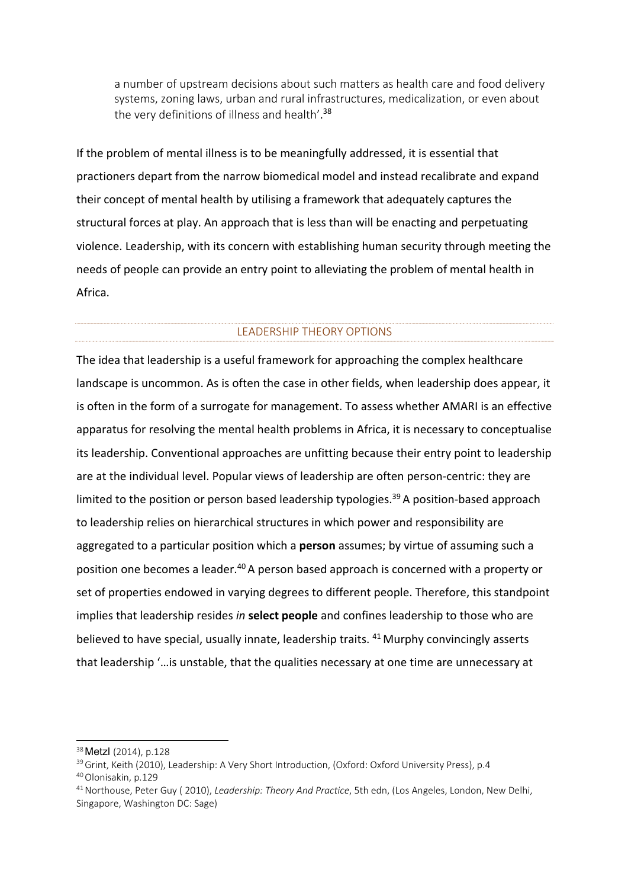a number of upstream decisions about such matters as health care and food delivery systems, zoning laws, urban and rural infrastructures, medicalization, or even about the very definitions of illness and health'.[38]

If the problem of mental illness is to be meaningfully addressed, it is essential that practioners depart from the narrow biomedical model and instead recalibrate and expand their concept of mental health by utilising a framework that adequately captures the structural forces at play. An approach that is less than will be enacting and perpetuating violence. Leadership, with its concern with establishing human security through meeting the needs of people can provide an entry point to alleviating the problem of mental health in Africa.

## LEADERSHIP THEORY OPTIONS

The idea that leadership is a useful framework for approaching the complex healthcare landscape is uncommon. As is often the case in other fields, when leadership does appear, it is often in the form of a surrogate for management. To assess whether AMARI is an effective apparatus for resolving the mental health problems in Africa, it is necessary to conceptualise its leadership. Conventional approaches are unfitting because their entry point to leadership are at the individual level. Popular views of leadership are often person-centric: they are limited to the position or person based leadership typologies.[39] A position-based approach to leadership relies on hierarchical structures in which power and responsibility are aggregated to a particular position which a **person** assumes; by virtue of assuming such a position one becomes a leader.[40] A person based approach is concerned with a property or set of properties endowed in varying degrees to different people. Therefore, this standpoint implies that leadership resides *in* **select people** and confines leadership to those who are believed to have special, usually innate, leadership traits. [41] Murphy convincingly asserts that leadership '…is unstable, that the qualities necessary at one time are unnecessary at

---

[38] Metzl (2014), p.128

[39] Grint, Keith (2010), Leadership: A Very Short Introduction, (Oxford: Oxford University Press), p.4

[40] Olonisakin, p.129

[41] Northouse, Peter Guy ( 2010), *Leadership: Theory And Practice*, 5th edn, (Los Angeles, London, New Delhi, Singapore, Washington DC: Sage)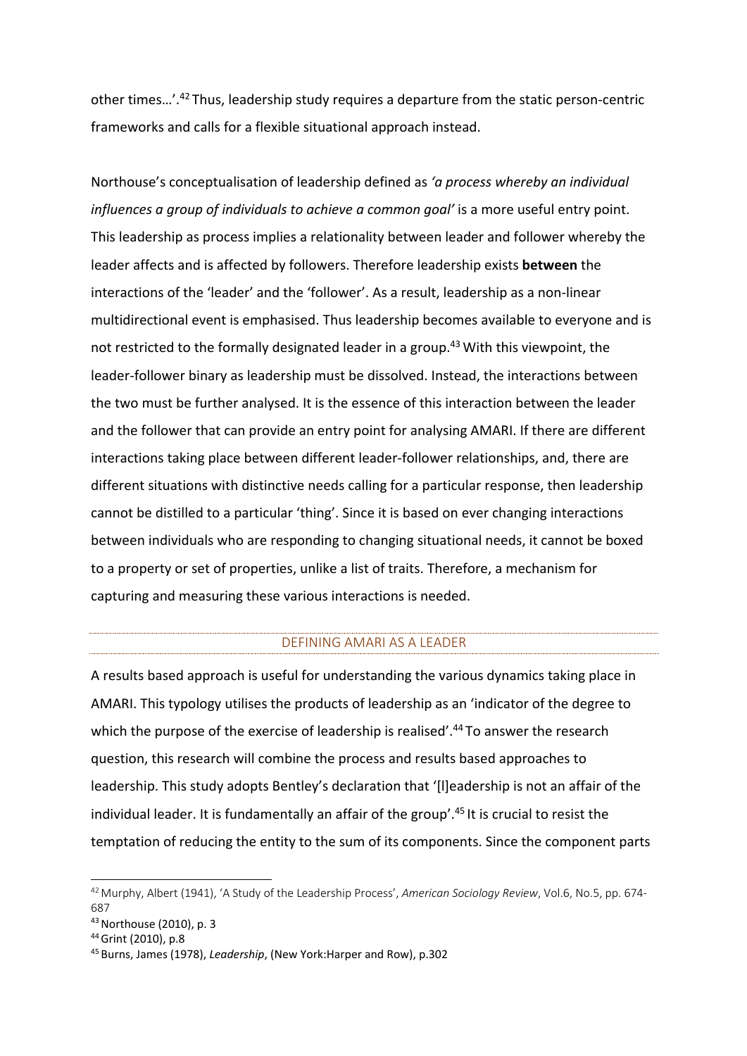other times…'.[42] Thus, leadership study requires a departure from the static person-centric frameworks and calls for a flexible situational approach instead.

Northouse's conceptualisation of leadership defined as *'a process whereby an individual influences a group of individuals to achieve a common goal'* is a more useful entry point. This leadership as process implies a relationality between leader and follower whereby the leader affects and is affected by followers. Therefore leadership exists **between** the interactions of the 'leader' and the 'follower'. As a result, leadership as a non-linear multidirectional event is emphasised. Thus leadership becomes available to everyone and is not restricted to the formally designated leader in a group.[43] With this viewpoint, the leader-follower binary as leadership must be dissolved. Instead, the interactions between the two must be further analysed. It is the essence of this interaction between the leader and the follower that can provide an entry point for analysing AMARI. If there are different interactions taking place between different leader-follower relationships, and, there are different situations with distinctive needs calling for a particular response, then leadership cannot be distilled to a particular 'thing'. Since it is based on ever changing interactions between individuals who are responding to changing situational needs, it cannot be boxed to a property or set of properties, unlike a list of traits. Therefore, a mechanism for capturing and measuring these various interactions is needed.

## DEFINING AMARI AS A LEADER

A results based approach is useful for understanding the various dynamics taking place in AMARI. This typology utilises the products of leadership as an 'indicator of the degree to which the purpose of the exercise of leadership is realised'.[44] To answer the research question, this research will combine the process and results based approaches to leadership. This study adopts Bentley's declaration that '[l]eadership is not an affair of the individual leader. It is fundamentally an affair of the group'.[45] It is crucial to resist the temptation of reducing the entity to the sum of its components. Since the component parts

---

[42] Murphy, Albert (1941), 'A Study of the Leadership Process', *American Sociology Review*, Vol.6, No.5, pp. 674-687

[43] Northouse (2010), p. 3

[44] Grint (2010), p.8

[45] Burns, James (1978), *Leadership*, (New York:Harper and Row), p.302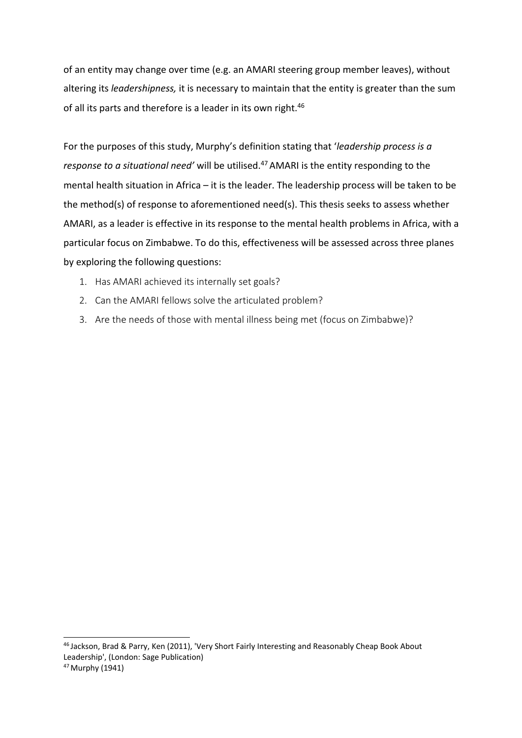of an entity may change over time (e.g. an AMARI steering group member leaves), without altering its *leadershipness,* it is necessary to maintain that the entity is greater than the sum of all its parts and therefore is a leader in its own right.[46]

For the purposes of this study, Murphy's definition stating that '*leadership process is a response to a situational need'* will be utilised.[47] AMARI is the entity responding to the mental health situation in Africa – it is the leader. The leadership process will be taken to be the method(s) of response to aforementioned need(s). This thesis seeks to assess whether AMARI, as a leader is effective in its response to the mental health problems in Africa, with a particular focus on Zimbabwe. To do this, effectiveness will be assessed across three planes by exploring the following questions:

1. Has AMARI achieved its internally set goals?
2. Can the AMARI fellows solve the articulated problem?
3. Are the needs of those with mental illness being met (focus on Zimbabwe)?

---

[46] Jackson, Brad & Parry, Ken (2011), 'Very Short Fairly Interesting and Reasonably Cheap Book About Leadership', (London: Sage Publication)

[47] Murphy (1941)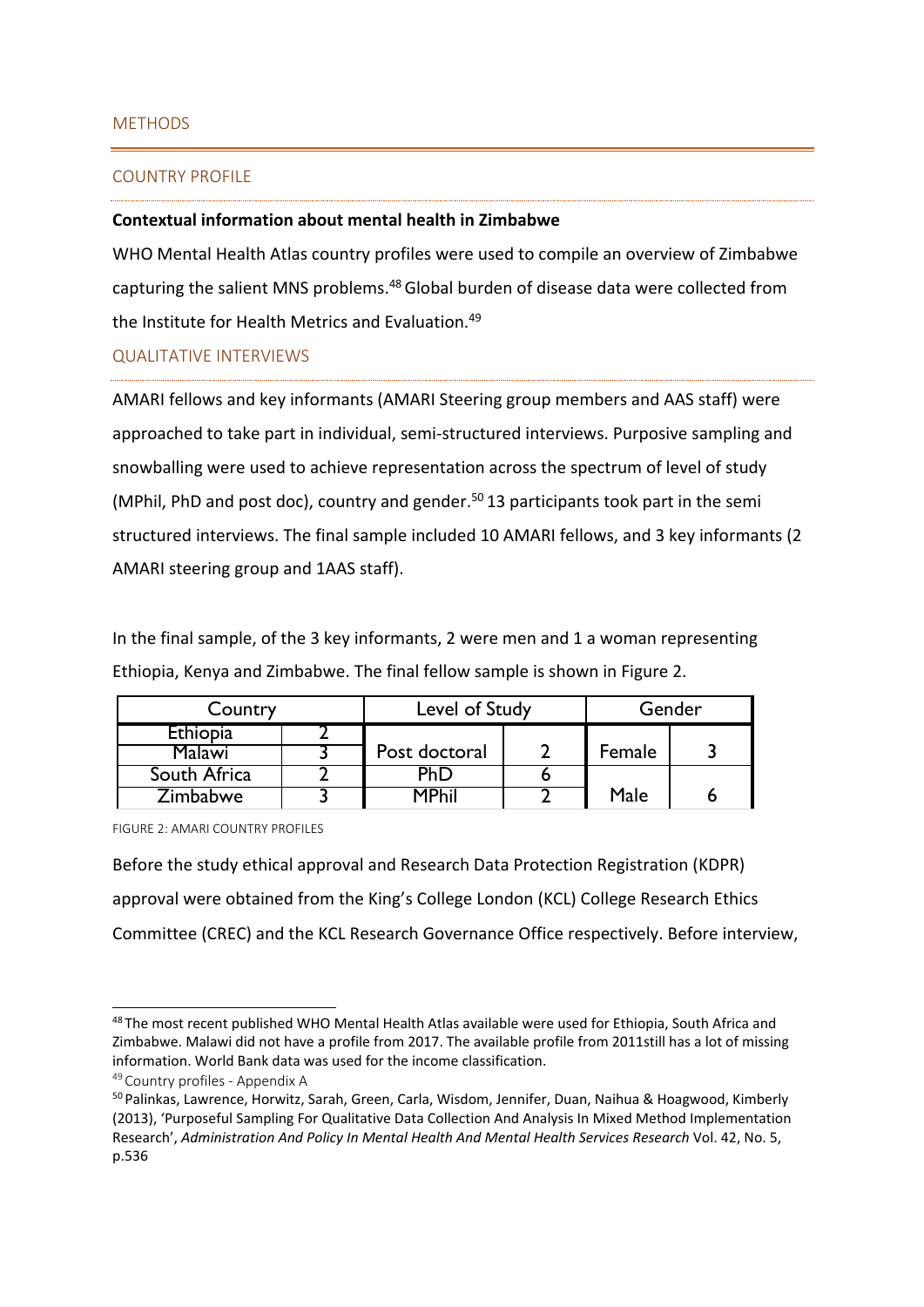## METHODS

### COUNTRY PROFILE

**Contextual information about mental health in Zimbabwe**

WHO Mental Health Atlas country profiles were used to compile an overview of Zimbabwe capturing the salient MNS problems.[48] Global burden of disease data were collected from the Institute for Health Metrics and Evaluation.[49]

### QUALITATIVE INTERVIEWS

AMARI fellows and key informants (AMARI Steering group members and AAS staff) were approached to take part in individual, semi-structured interviews. Purposive sampling and snowballing were used to achieve representation across the spectrum of level of study (MPhil, PhD and post doc), country and gender.[50] 13 participants took part in the semi structured interviews. The final sample included 10 AMARI fellows, and 3 key informants (2 AMARI steering group and 1AAS staff).

In the final sample, of the 3 key informants, 2 were men and 1 a woman representing Ethiopia, Kenya and Zimbabwe. The final fellow sample is shown in Figure 2.

| Country | | Level of Study | | Gender | |
|---|---|---|---|---|---|
| Ethiopia | 2 | Post doctoral | 2 | Female | 3 |
| Malawi | 3 | | | | |
| South Africa | 2 | PhD | 6 | Male | 6 |
| Zimbabwe | 3 | MPhil | 2 | | |

FIGURE 2: AMARI COUNTRY PROFILES

Before the study ethical approval and Research Data Protection Registration (KDPR) approval were obtained from the King's College London (KCL) College Research Ethics Committee (CREC) and the KCL Research Governance Office respectively. Before interview,

---

[48] The most recent published WHO Mental Health Atlas available were used for Ethiopia, South Africa and Zimbabwe. Malawi did not have a profile from 2017. The available profile from 2011still has a lot of missing information. World Bank data was used for the income classification.

[49] Country profiles - Appendix A

[50] Palinkas, Lawrence, Horwitz, Sarah, Green, Carla, Wisdom, Jennifer, Duan, Naihua & Hoagwood, Kimberly (2013), 'Purposeful Sampling For Qualitative Data Collection And Analysis In Mixed Method Implementation Research', *Administration And Policy In Mental Health And Mental Health Services Research* Vol. 42, No. 5, p.536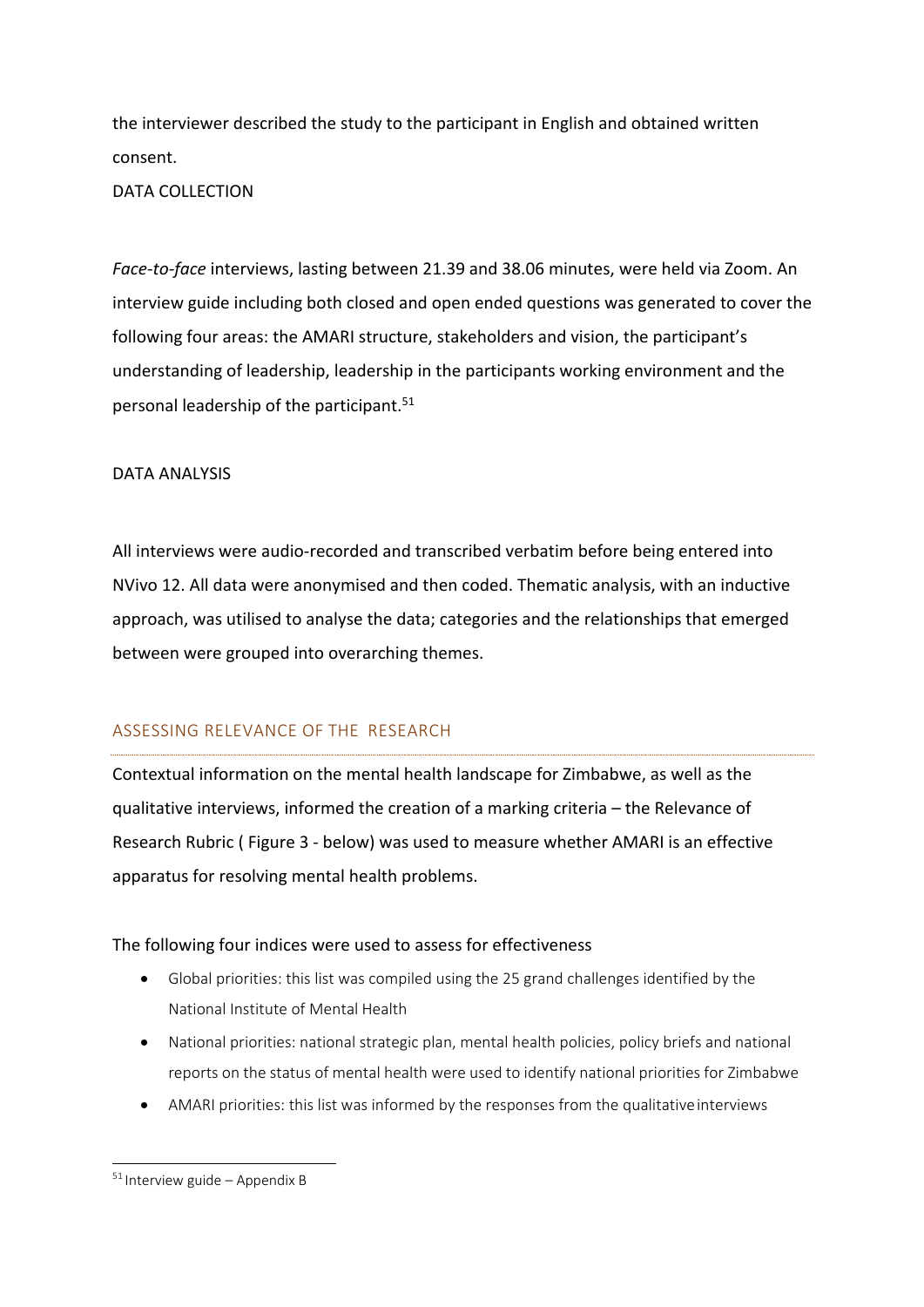the interviewer described the study to the participant in English and obtained written consent.

DATA COLLECTION

*Face-to-face* interviews, lasting between 21.39 and 38.06 minutes, were held via Zoom. An interview guide including both closed and open ended questions was generated to cover the following four areas: the AMARI structure, stakeholders and vision, the participant's understanding of leadership, leadership in the participants working environment and the personal leadership of the participant.[51]

DATA ANALYSIS

All interviews were audio-recorded and transcribed verbatim before being entered into NVivo 12. All data were anonymised and then coded. Thematic analysis, with an inductive approach, was utilised to analyse the data; categories and the relationships that emerged between were grouped into overarching themes.

## ASSESSING RELEVANCE OF THE RESEARCH

Contextual information on the mental health landscape for Zimbabwe, as well as the qualitative interviews, informed the creation of a marking criteria – the Relevance of Research Rubric ( Figure 3 - below) was used to measure whether AMARI is an effective apparatus for resolving mental health problems.

The following four indices were used to assess for effectiveness

- Global priorities: this list was compiled using the 25 grand challenges identified by the National Institute of Mental Health
- National priorities: national strategic plan, mental health policies, policy briefs and national reports on the status of mental health were used to identify national priorities for Zimbabwe
- AMARI priorities: this list was informed by the responses from the qualitative interviews

[51] Interview guide – Appendix B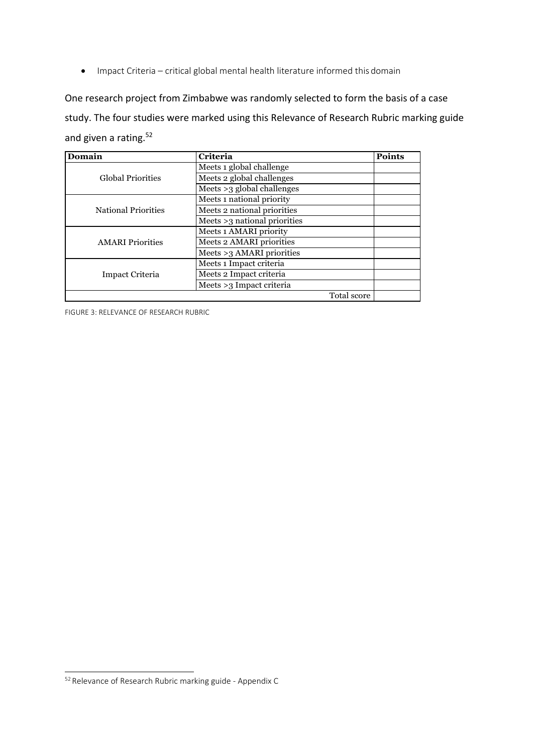- Impact Criteria – critical global mental health literature informed this domain

One research project from Zimbabwe was randomly selected to form the basis of a case study. The four studies were marked using this Relevance of Research Rubric marking guide and given a rating.[52]

| Domain | Criteria | Points |
|---|---|---|
| Global Priorities | Meets 1 global challenge | |
| | Meets 2 global challenges | |
| | Meets >3 global challenges | |
| National Priorities | Meets 1 national priority | |
| | Meets 2 national priorities | |
| | Meets >3 national priorities | |
| AMARI Priorities | Meets 1 AMARI priority | |
| | Meets 2 AMARI priorities | |
| | Meets >3 AMARI priorities | |
| Impact Criteria | Meets 1 Impact criteria | |
| | Meets 2 Impact criteria | |
| | Meets >3 Impact criteria | |
| | Total score | |

FIGURE 3: RELEVANCE OF RESEARCH RUBRIC

[52] Relevance of Research Rubric marking guide - Appendix C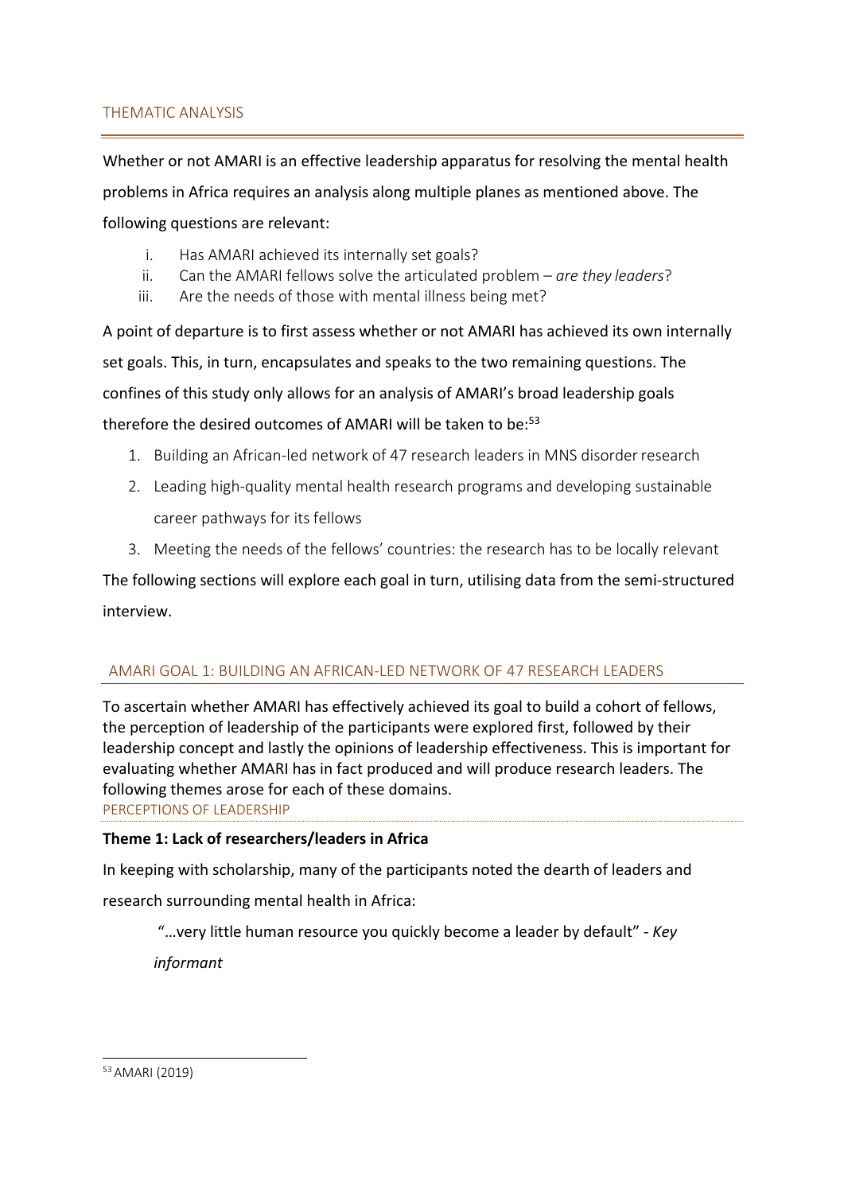## THEMATIC ANALYSIS

Whether or not AMARI is an effective leadership apparatus for resolving the mental health problems in Africa requires an analysis along multiple planes as mentioned above. The following questions are relevant:

i. Has AMARI achieved its internally set goals?
ii. Can the AMARI fellows solve the articulated problem – *are they leaders*?
iii. Are the needs of those with mental illness being met?

A point of departure is to first assess whether or not AMARI has achieved its own internally set goals. This, in turn, encapsulates and speaks to the two remaining questions. The confines of this study only allows for an analysis of AMARI's broad leadership goals therefore the desired outcomes of AMARI will be taken to be:[53]

1. Building an African-led network of 47 research leaders in MNS disorder research
2. Leading high-quality mental health research programs and developing sustainable career pathways for its fellows
3. Meeting the needs of the fellows' countries: the research has to be locally relevant

The following sections will explore each goal in turn, utilising data from the semi-structured interview.

### AMARI GOAL 1: BUILDING AN AFRICAN-LED NETWORK OF 47 RESEARCH LEADERS

To ascertain whether AMARI has effectively achieved its goal to build a cohort of fellows, the perception of leadership of the participants were explored first, followed by their leadership concept and lastly the opinions of leadership effectiveness. This is important for evaluating whether AMARI has in fact produced and will produce research leaders. The following themes arose for each of these domains.

#### PERCEPTIONS OF LEADERSHIP

**Theme 1: Lack of researchers/leaders in Africa**

In keeping with scholarship, many of the participants noted the dearth of leaders and research surrounding mental health in Africa:

> "…very little human resource you quickly become a leader by default" - *Key informant*

---

[53] AMARI (2019)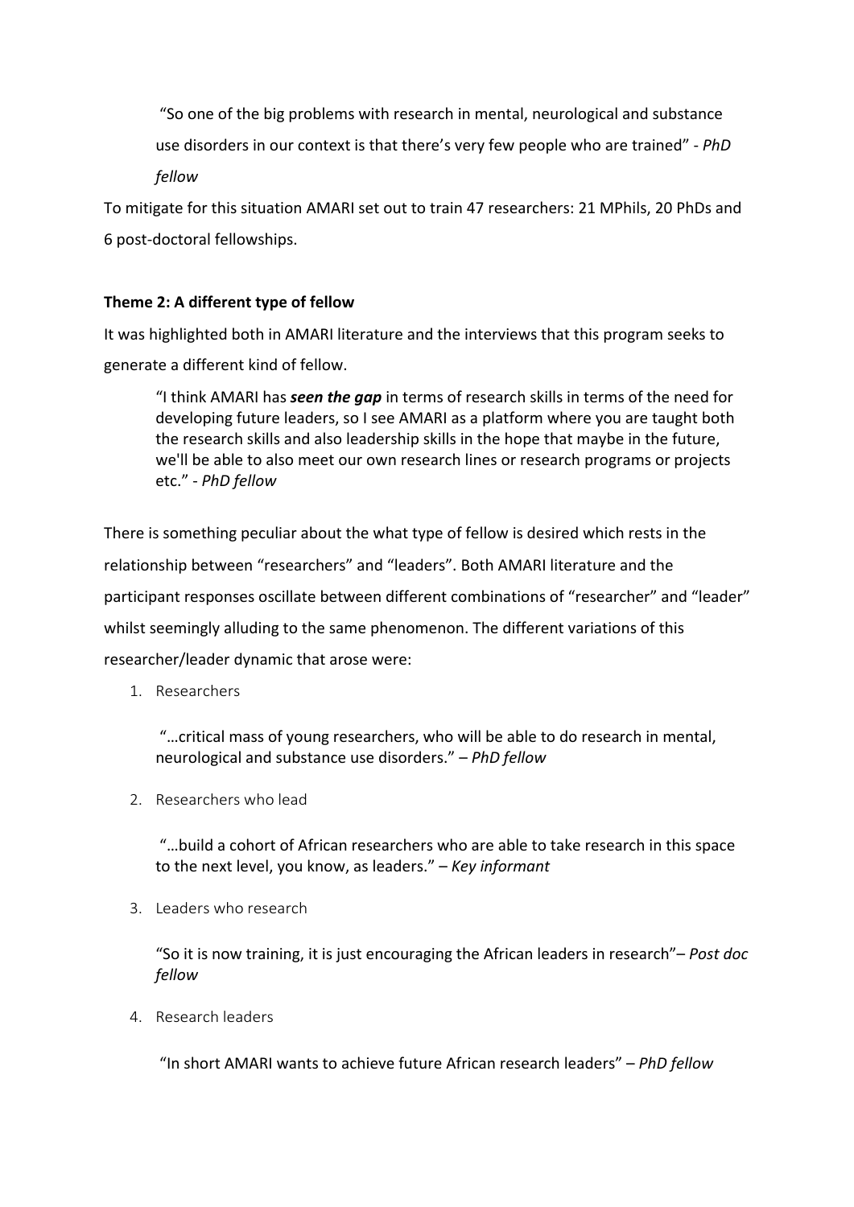> "So one of the big problems with research in mental, neurological and substance use disorders in our context is that there's very few people who are trained" - *PhD fellow*

To mitigate for this situation AMARI set out to train 47 researchers: 21 MPhils, 20 PhDs and 6 post-doctoral fellowships.

**Theme 2: A different type of fellow**

It was highlighted both in AMARI literature and the interviews that this program seeks to generate a different kind of fellow.

> "I think AMARI has ***seen the gap*** in terms of research skills in terms of the need for developing future leaders, so I see AMARI as a platform where you are taught both the research skills and also leadership skills in the hope that maybe in the future, we'll be able to also meet our own research lines or research programs or projects etc." - *PhD fellow*

There is something peculiar about the what type of fellow is desired which rests in the relationship between "researchers" and "leaders". Both AMARI literature and the participant responses oscillate between different combinations of "researcher" and "leader" whilst seemingly alluding to the same phenomenon. The different variations of this researcher/leader dynamic that arose were:

1. Researchers

   > "…critical mass of young researchers, who will be able to do research in mental, neurological and substance use disorders." – *PhD fellow*

2. Researchers who lead

   > "…build a cohort of African researchers who are able to take research in this space to the next level, you know, as leaders." – *Key informant*

3. Leaders who research

   > "So it is now training, it is just encouraging the African leaders in research"– *Post doc fellow*

4. Research leaders

   > "In short AMARI wants to achieve future African research leaders" – *PhD fellow*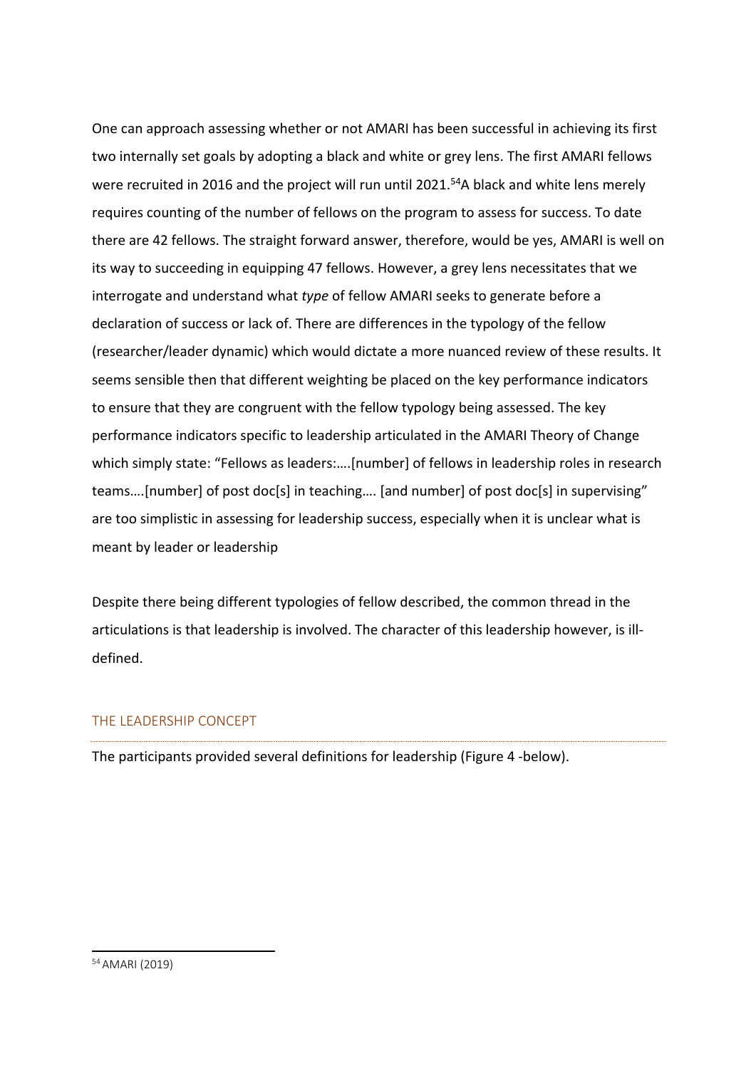One can approach assessing whether or not AMARI has been successful in achieving its first two internally set goals by adopting a black and white or grey lens. The first AMARI fellows were recruited in 2016 and the project will run until 2021.[54] A black and white lens merely requires counting of the number of fellows on the program to assess for success. To date there are 42 fellows. The straight forward answer, therefore, would be yes, AMARI is well on its way to succeeding in equipping 47 fellows. However, a grey lens necessitates that we interrogate and understand what *type* of fellow AMARI seeks to generate before a declaration of success or lack of. There are differences in the typology of the fellow (researcher/leader dynamic) which would dictate a more nuanced review of these results. It seems sensible then that different weighting be placed on the key performance indicators to ensure that they are congruent with the fellow typology being assessed. The key performance indicators specific to leadership articulated in the AMARI Theory of Change which simply state: "Fellows as leaders:….[number] of fellows in leadership roles in research teams….[number] of post doc[s] in teaching…. [and number] of post doc[s] in supervising" are too simplistic in assessing for leadership success, especially when it is unclear what is meant by leader or leadership

Despite there being different typologies of fellow described, the common thread in the articulations is that leadership is involved. The character of this leadership however, is ill-defined.

## THE LEADERSHIP CONCEPT

The participants provided several definitions for leadership (Figure 4 -below).

[54] AMARI (2019)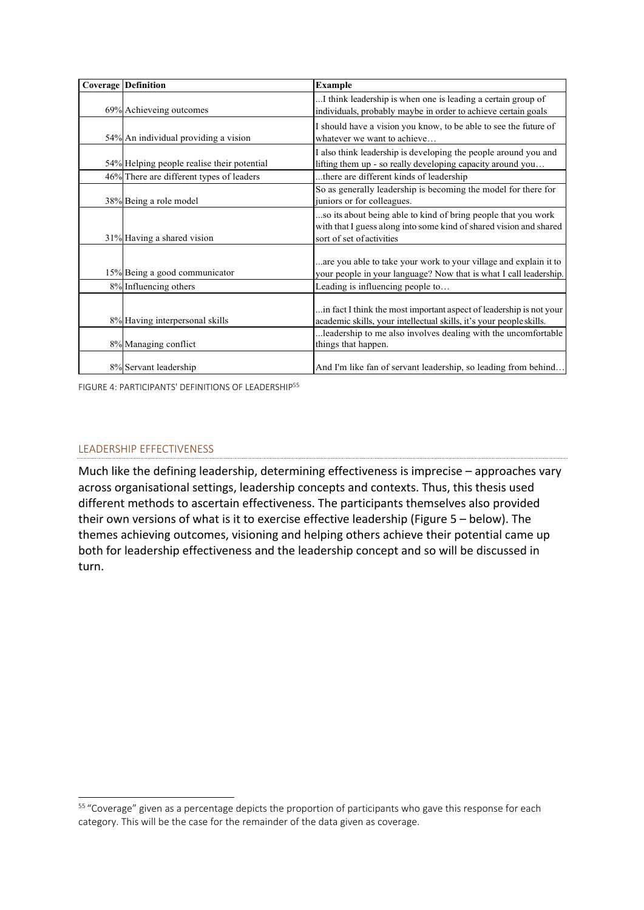| Coverage | Definition | Example |
|---|---|---|
| 69% | Achieveing outcomes | ...I think leadership is when one is leading a certain group of individuals, probably maybe in order to achieve certain goals |
| 54% | An individual providing a vision | I should have a vision you know, to be able to see the future of whatever we want to achieve… |
| 54% | Helping people realise their potential | I also think leadership is developing the people around you and lifting them up - so really developing capacity around you… |
| 46% | There are different types of leaders | ...there are different kinds of leadership |
| 38% | Being a role model | So as generally leadership is becoming the model for there for juniors or for colleagues. |
| 31% | Having a shared vision | ...so its about being able to kind of bring people that you work with that I guess along into some kind of shared vision and shared sort of set of activities |
| 15% | Being a good communicator | ...are you able to take your work to your village and explain it to your people in your language? Now that is what I call leadership. |
| 8% | Influencing others | Leading is influencing people to… |
| 8% | Having interpersonal skills | ...in fact I think the most important aspect of leadership is not your academic skills, your intellectual skills, it's your people skills. |
| 8% | Managing conflict | ...leadership to me also involves dealing with the uncomfortable things that happen. |
| 8% | Servant leadership | And I'm like fan of servant leadership, so leading from behind… |

FIGURE 4: PARTICIPANTS' DEFINITIONS OF LEADERSHIP[55]

## LEADERSHIP EFFECTIVENESS

Much like the defining leadership, determining effectiveness is imprecise – approaches vary across organisational settings, leadership concepts and contexts. Thus, this thesis used different methods to ascertain effectiveness. The participants themselves also provided their own versions of what is it to exercise effective leadership (Figure 5 – below). The themes achieving outcomes, visioning and helping others achieve their potential came up both for leadership effectiveness and the leadership concept and so will be discussed in turn.

[55] "Coverage" given as a percentage depicts the proportion of participants who gave this response for each category. This will be the case for the remainder of the data given as coverage.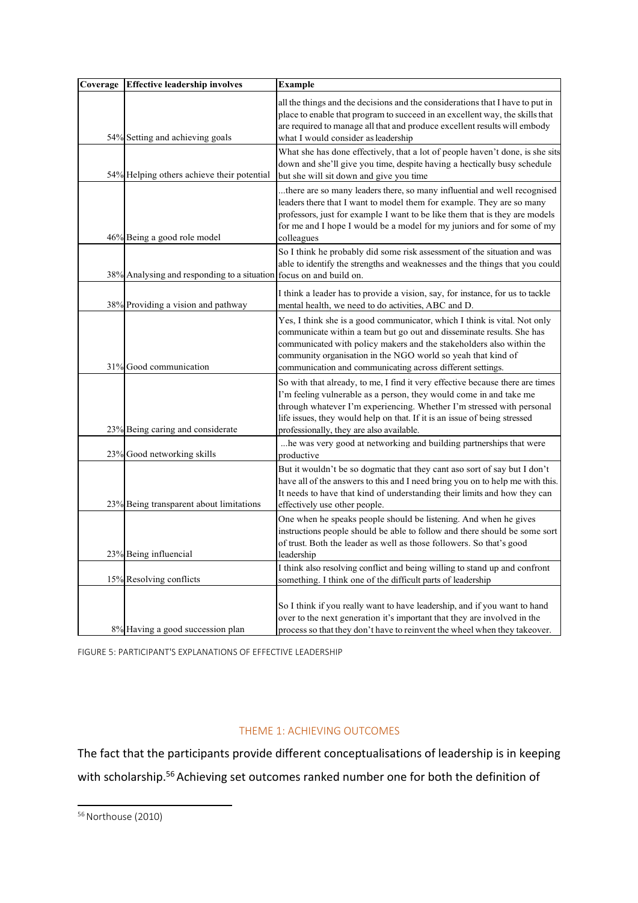| Coverage | Effective leadership involves | Example |
|---|---|---|
| 54% | Setting and achieving goals | all the things and the decisions and the considerations that I have to put in place to enable that program to succeed in an excellent way, the skills that are required to manage all that and produce excellent results will embody what I would consider as leadership |
| 54% | Helping others achieve their potential | What she has done effectively, that a lot of people haven't done, is she sits down and she'll give you time, despite having a hectically busy schedule but she will sit down and give you time |
| 46% | Being a good role model | ...there are so many leaders there, so many influential and well recognised leaders there that I want to model them for example. They are so many professors, just for example I want to be like them that is they are models for me and I hope I would be a model for my juniors and for some of my colleagues |
| 38% | Analysing and responding to a situation | So I think he probably did some risk assessment of the situation and was able to identify the strengths and weaknesses and the things that you could focus on and build on. |
| 38% | Providing a vision and pathway | I think a leader has to provide a vision, say, for instance, for us to tackle mental health, we need to do activities, ABC and D. |
| 31% | Good communication | Yes, I think she is a good communicator, which I think is vital. Not only communicate within a team but go out and disseminate results. She has communicated with policy makers and the stakeholders also within the community organisation in the NGO world so yeah that kind of communication and communicating across different settings. |
| 23% | Being caring and considerate | So with that already, to me, I find it very effective because there are times I'm feeling vulnerable as a person, they would come in and take me through whatever I'm experiencing. Whether I'm stressed with personal life issues, they would help on that. If it is an issue of being stressed professionally, they are also available. |
| 23% | Good networking skills | ...he was very good at networking and building partnerships that were productive |
| 23% | Being transparent about limitations | But it wouldn't be so dogmatic that they cant aso sort of say but I don't have all of the answers to this and I need bring you on to help me with this. It needs to have that kind of understanding their limits and how they can effectively use other people. |
| 23% | Being influencial | One when he speaks people should be listening. And when he gives instructions people should be able to follow and there should be some sort of trust. Both the leader as well as those followers. So that's good leadership |
| 15% | Resolving conflicts | I think also resolving conflict and being willing to stand up and confront something. I think one of the difficult parts of leadership |
| 8% | Having a good succession plan | So I think if you really want to have leadership, and if you want to hand over to the next generation it's important that they are involved in the process so that they don't have to reinvent the wheel when they takeover. |

FIGURE 5: PARTICIPANT'S EXPLANATIONS OF EFFECTIVE LEADERSHIP

## THEME 1: ACHIEVING OUTCOMES

The fact that the participants provide different conceptualisations of leadership is in keeping with scholarship.[56] Achieving set outcomes ranked number one for both the definition of

[56] Northouse (2010)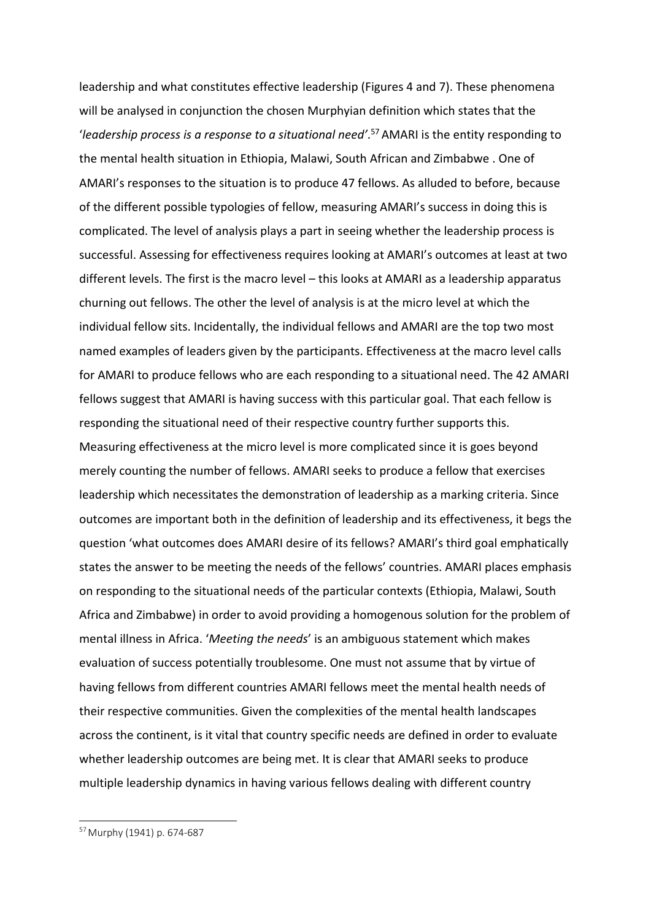leadership and what constitutes effective leadership (Figures 4 and 7). These phenomena will be analysed in conjunction the chosen Murphyian definition which states that the '*leadership process is a response to a situational need'*.[57] AMARI is the entity responding to the mental health situation in Ethiopia, Malawi, South African and Zimbabwe . One of AMARI's responses to the situation is to produce 47 fellows. As alluded to before, because of the different possible typologies of fellow, measuring AMARI's success in doing this is complicated. The level of analysis plays a part in seeing whether the leadership process is successful. Assessing for effectiveness requires looking at AMARI's outcomes at least at two different levels. The first is the macro level – this looks at AMARI as a leadership apparatus churning out fellows. The other the level of analysis is at the micro level at which the individual fellow sits. Incidentally, the individual fellows and AMARI are the top two most named examples of leaders given by the participants. Effectiveness at the macro level calls for AMARI to produce fellows who are each responding to a situational need. The 42 AMARI fellows suggest that AMARI is having success with this particular goal. That each fellow is responding the situational need of their respective country further supports this. Measuring effectiveness at the micro level is more complicated since it is goes beyond merely counting the number of fellows. AMARI seeks to produce a fellow that exercises leadership which necessitates the demonstration of leadership as a marking criteria. Since outcomes are important both in the definition of leadership and its effectiveness, it begs the question 'what outcomes does AMARI desire of its fellows? AMARI's third goal emphatically states the answer to be meeting the needs of the fellows' countries. AMARI places emphasis on responding to the situational needs of the particular contexts (Ethiopia, Malawi, South Africa and Zimbabwe) in order to avoid providing a homogenous solution for the problem of mental illness in Africa. '*Meeting the needs*' is an ambiguous statement which makes evaluation of success potentially troublesome. One must not assume that by virtue of having fellows from different countries AMARI fellows meet the mental health needs of their respective communities. Given the complexities of the mental health landscapes across the continent, is it vital that country specific needs are defined in order to evaluate whether leadership outcomes are being met. It is clear that AMARI seeks to produce multiple leadership dynamics in having various fellows dealing with different country

[57] Murphy (1941) p. 674-687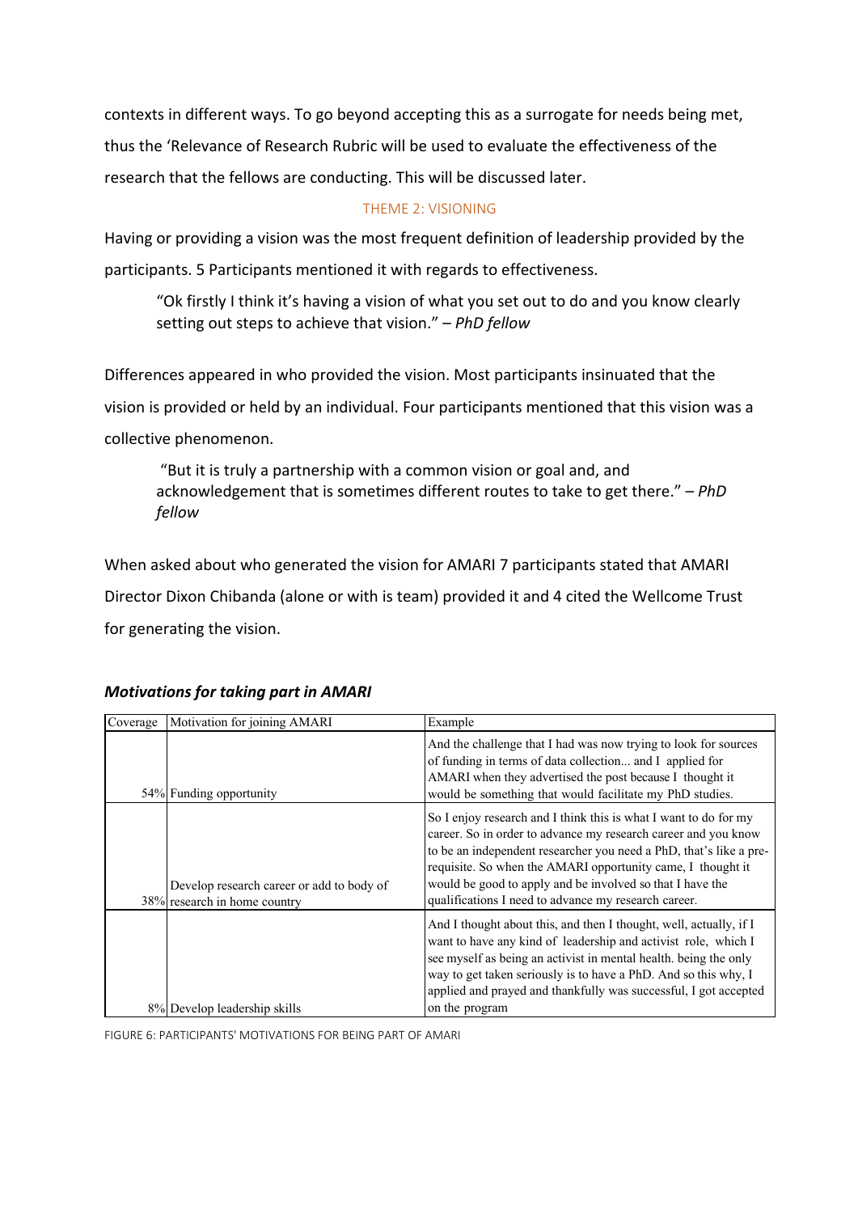contexts in different ways. To go beyond accepting this as a surrogate for needs being met, thus the 'Relevance of Research Rubric will be used to evaluate the effectiveness of the research that the fellows are conducting. This will be discussed later.

### THEME 2: VISIONING

Having or providing a vision was the most frequent definition of leadership provided by the participants. 5 Participants mentioned it with regards to effectiveness.

> "Ok firstly I think it's having a vision of what you set out to do and you know clearly setting out steps to achieve that vision." – *PhD fellow*

Differences appeared in who provided the vision. Most participants insinuated that the vision is provided or held by an individual. Four participants mentioned that this vision was a collective phenomenon.

> "But it is truly a partnership with a common vision or goal and, and acknowledgement that is sometimes different routes to take to get there." – *PhD fellow*

When asked about who generated the vision for AMARI 7 participants stated that AMARI Director Dixon Chibanda (alone or with is team) provided it and 4 cited the Wellcome Trust for generating the vision.

### *Motivations for taking part in AMARI*

| Coverage | Motivation for joining AMARI | Example |
|---|---|---|
| 54% | Funding opportunity | And the challenge that I had was now trying to look for sources of funding in terms of data collection... and I applied for AMARI when they advertised the post because I thought it would be something that would facilitate my PhD studies. |
| 38% | Develop research career or add to body of research in home country | So I enjoy research and I think this is what I want to do for my career. So in order to advance my research career and you know to be an independent researcher you need a PhD, that's like a pre-requisite. So when the AMARI opportunity came, I thought it would be good to apply and be involved so that I have the qualifications I need to advance my research career. |
| 8% | Develop leadership skills | And I thought about this, and then I thought, well, actually, if I want to have any kind of leadership and activist role, which I see myself as being an activist in mental health. being the only way to get taken seriously is to have a PhD. And so this why, I applied and prayed and thankfully was successful, I got accepted on the program |

FIGURE 6: PARTICIPANTS' MOTIVATIONS FOR BEING PART OF AMARI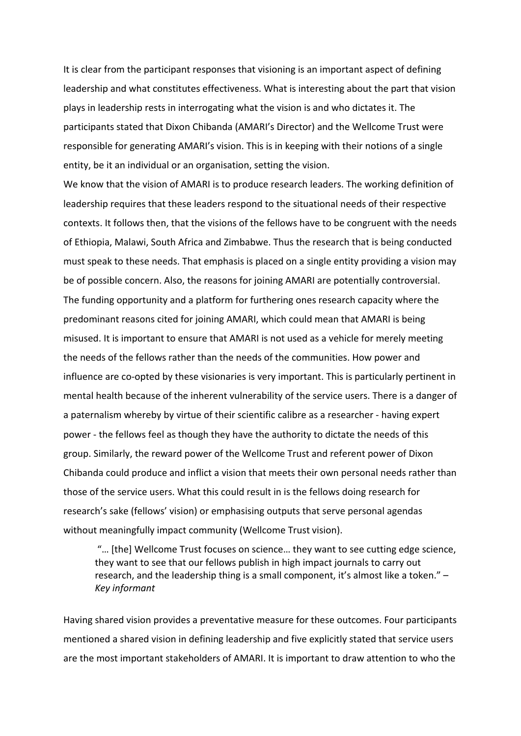It is clear from the participant responses that visioning is an important aspect of defining leadership and what constitutes effectiveness. What is interesting about the part that vision plays in leadership rests in interrogating what the vision is and who dictates it. The participants stated that Dixon Chibanda (AMARI's Director) and the Wellcome Trust were responsible for generating AMARI's vision. This is in keeping with their notions of a single entity, be it an individual or an organisation, setting the vision.

We know that the vision of AMARI is to produce research leaders. The working definition of leadership requires that these leaders respond to the situational needs of their respective contexts. It follows then, that the visions of the fellows have to be congruent with the needs of Ethiopia, Malawi, South Africa and Zimbabwe. Thus the research that is being conducted must speak to these needs. That emphasis is placed on a single entity providing a vision may be of possible concern. Also, the reasons for joining AMARI are potentially controversial. The funding opportunity and a platform for furthering ones research capacity where the predominant reasons cited for joining AMARI, which could mean that AMARI is being misused. It is important to ensure that AMARI is not used as a vehicle for merely meeting the needs of the fellows rather than the needs of the communities. How power and influence are co-opted by these visionaries is very important. This is particularly pertinent in mental health because of the inherent vulnerability of the service users. There is a danger of a paternalism whereby by virtue of their scientific calibre as a researcher - having expert power - the fellows feel as though they have the authority to dictate the needs of this group. Similarly, the reward power of the Wellcome Trust and referent power of Dixon Chibanda could produce and inflict a vision that meets their own personal needs rather than those of the service users. What this could result in is the fellows doing research for research's sake (fellows' vision) or emphasising outputs that serve personal agendas without meaningfully impact community (Wellcome Trust vision).

> "… [the] Wellcome Trust focuses on science… they want to see cutting edge science, they want to see that our fellows publish in high impact journals to carry out research, and the leadership thing is a small component, it's almost like a token." – *Key informant*

Having shared vision provides a preventative measure for these outcomes. Four participants mentioned a shared vision in defining leadership and five explicitly stated that service users are the most important stakeholders of AMARI. It is important to draw attention to who the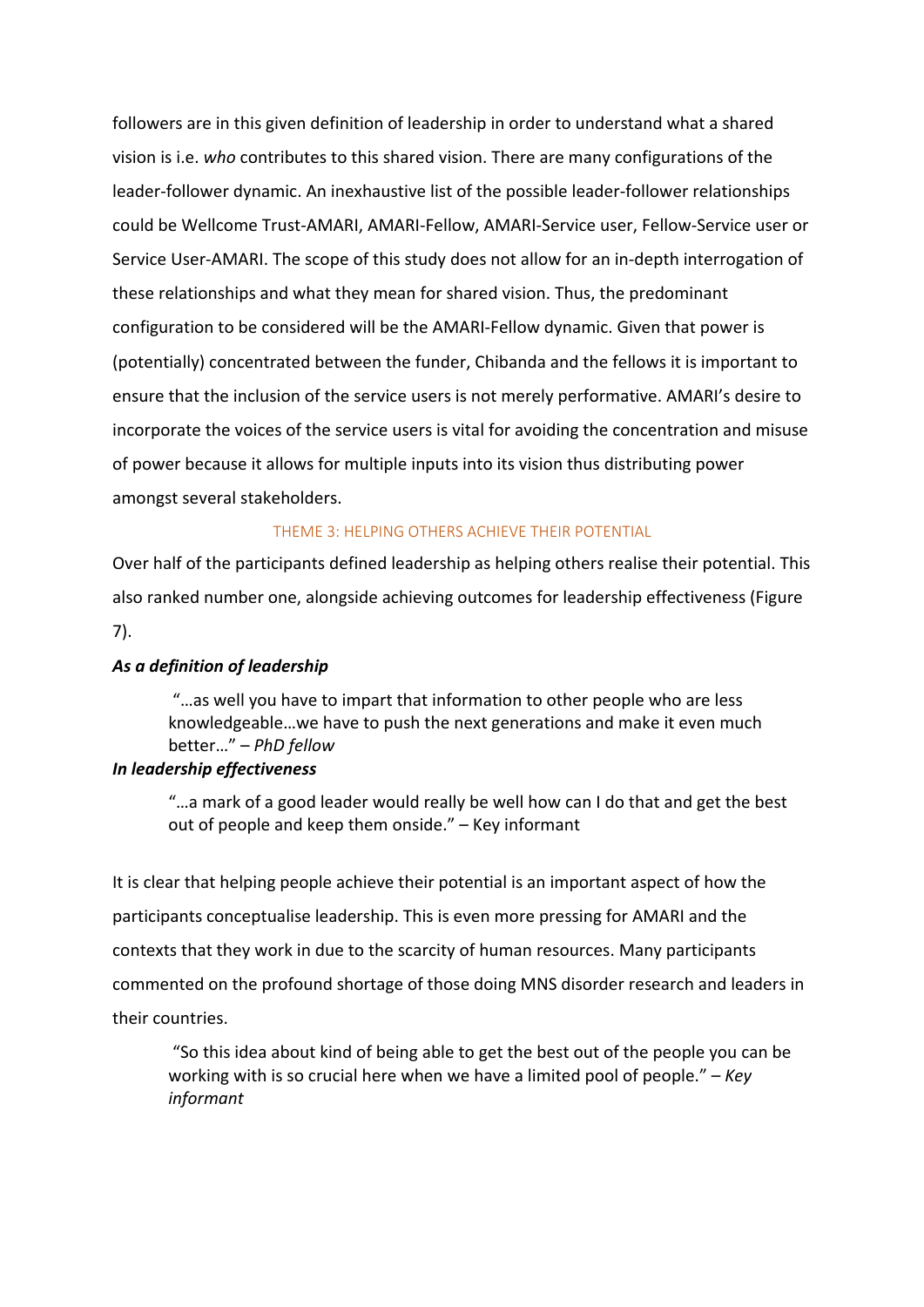followers are in this given definition of leadership in order to understand what a shared vision is i.e. *who* contributes to this shared vision. There are many configurations of the leader-follower dynamic. An inexhaustive list of the possible leader-follower relationships could be Wellcome Trust-AMARI, AMARI-Fellow, AMARI-Service user, Fellow-Service user or Service User-AMARI. The scope of this study does not allow for an in-depth interrogation of these relationships and what they mean for shared vision. Thus, the predominant configuration to be considered will be the AMARI-Fellow dynamic. Given that power is (potentially) concentrated between the funder, Chibanda and the fellows it is important to ensure that the inclusion of the service users is not merely performative. AMARI's desire to incorporate the voices of the service users is vital for avoiding the concentration and misuse of power because it allows for multiple inputs into its vision thus distributing power amongst several stakeholders.

### THEME 3: HELPING OTHERS ACHIEVE THEIR POTENTIAL

Over half of the participants defined leadership as helping others realise their potential. This also ranked number one, alongside achieving outcomes for leadership effectiveness (Figure 7).

***As a definition of leadership***

> "…as well you have to impart that information to other people who are less knowledgeable…we have to push the next generations and make it even much better…" – *PhD fellow*

***In leadership effectiveness***

> "…a mark of a good leader would really be well how can I do that and get the best out of people and keep them onside." – Key informant

It is clear that helping people achieve their potential is an important aspect of how the participants conceptualise leadership. This is even more pressing for AMARI and the contexts that they work in due to the scarcity of human resources. Many participants commented on the profound shortage of those doing MNS disorder research and leaders in their countries.

> "So this idea about kind of being able to get the best out of the people you can be working with is so crucial here when we have a limited pool of people." – *Key informant*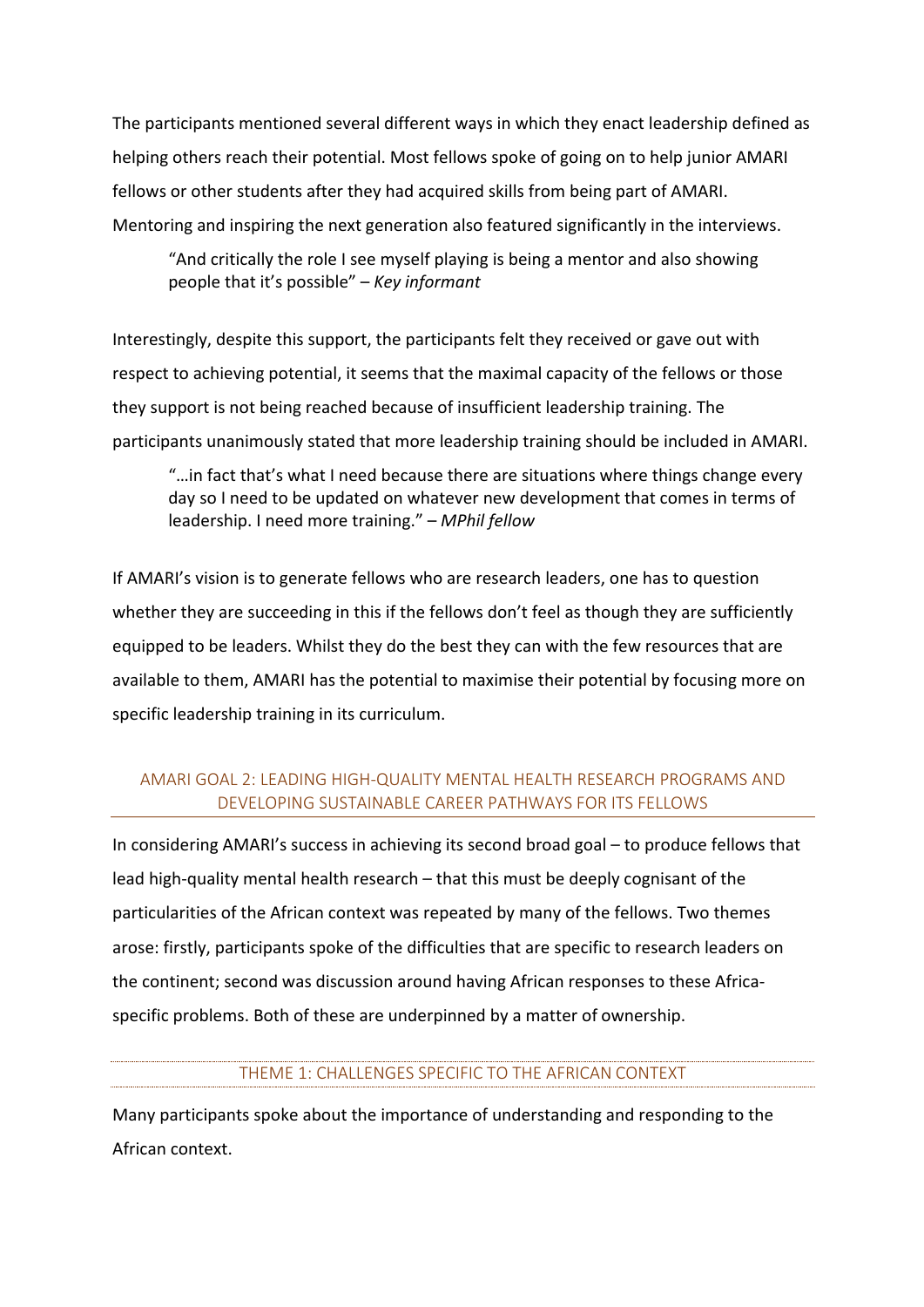The participants mentioned several different ways in which they enact leadership defined as helping others reach their potential. Most fellows spoke of going on to help junior AMARI fellows or other students after they had acquired skills from being part of AMARI. Mentoring and inspiring the next generation also featured significantly in the interviews.

> "And critically the role I see myself playing is being a mentor and also showing people that it's possible" – *Key informant*

Interestingly, despite this support, the participants felt they received or gave out with respect to achieving potential, it seems that the maximal capacity of the fellows or those they support is not being reached because of insufficient leadership training. The participants unanimously stated that more leadership training should be included in AMARI.

> "…in fact that's what I need because there are situations where things change every day so I need to be updated on whatever new development that comes in terms of leadership. I need more training." – *MPhil fellow*

If AMARI's vision is to generate fellows who are research leaders, one has to question whether they are succeeding in this if the fellows don't feel as though they are sufficiently equipped to be leaders. Whilst they do the best they can with the few resources that are available to them, AMARI has the potential to maximise their potential by focusing more on specific leadership training in its curriculum.

## AMARI GOAL 2: LEADING HIGH-QUALITY MENTAL HEALTH RESEARCH PROGRAMS AND DEVELOPING SUSTAINABLE CAREER PATHWAYS FOR ITS FELLOWS

In considering AMARI's success in achieving its second broad goal – to produce fellows that lead high-quality mental health research – that this must be deeply cognisant of the particularities of the African context was repeated by many of the fellows. Two themes arose: firstly, participants spoke of the difficulties that are specific to research leaders on the continent; second was discussion around having African responses to these Africa-specific problems. Both of these are underpinned by a matter of ownership.

### THEME 1: CHALLENGES SPECIFIC TO THE AFRICAN CONTEXT

Many participants spoke about the importance of understanding and responding to the African context.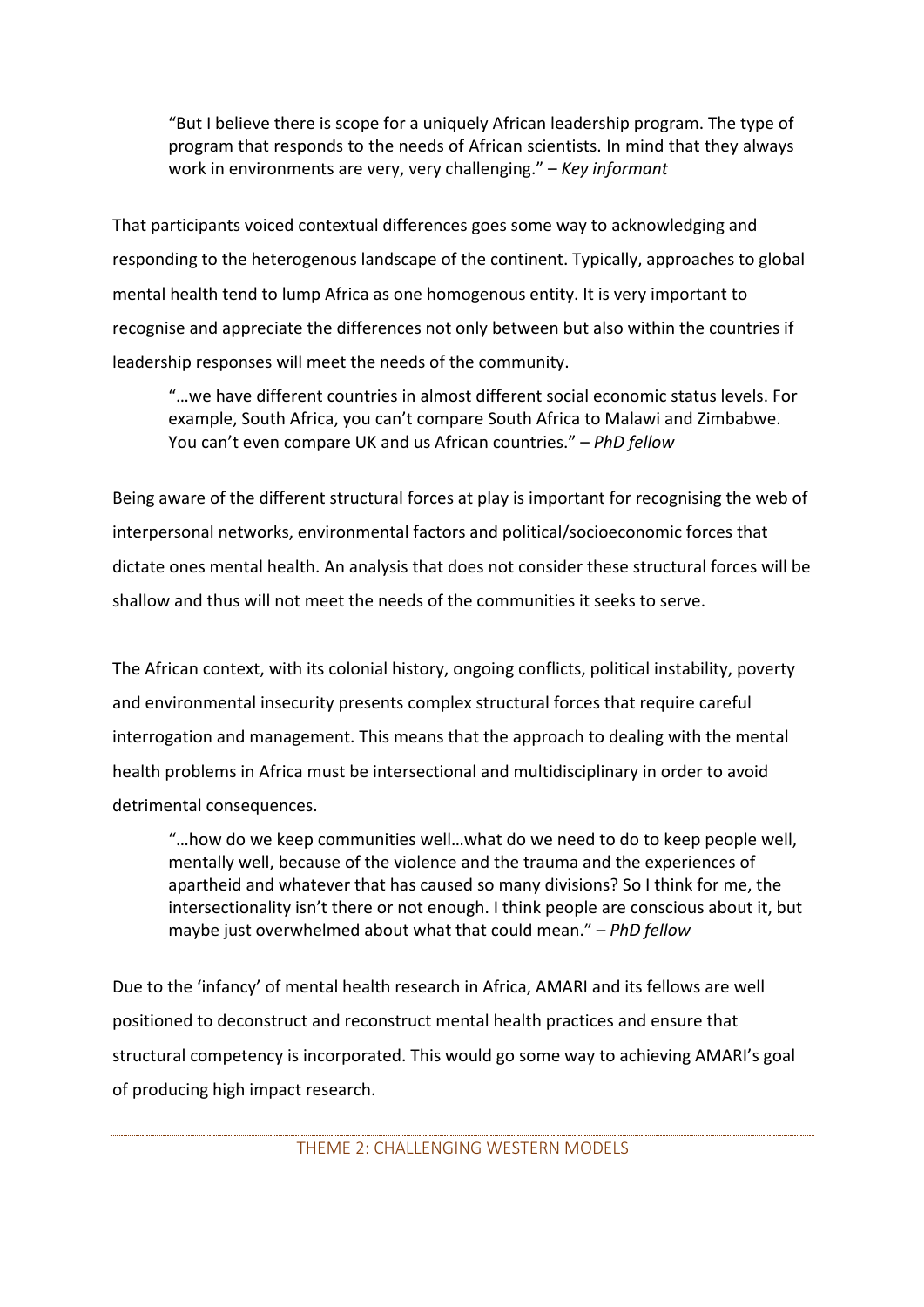> "But I believe there is scope for a uniquely African leadership program. The type of program that responds to the needs of African scientists. In mind that they always work in environments are very, very challenging." – *Key informant*

That participants voiced contextual differences goes some way to acknowledging and responding to the heterogenous landscape of the continent. Typically, approaches to global mental health tend to lump Africa as one homogenous entity. It is very important to recognise and appreciate the differences not only between but also within the countries if leadership responses will meet the needs of the community.

> "…we have different countries in almost different social economic status levels. For example, South Africa, you can't compare South Africa to Malawi and Zimbabwe. You can't even compare UK and us African countries." – *PhD fellow*

Being aware of the different structural forces at play is important for recognising the web of interpersonal networks, environmental factors and political/socioeconomic forces that dictate ones mental health. An analysis that does not consider these structural forces will be shallow and thus will not meet the needs of the communities it seeks to serve.

The African context, with its colonial history, ongoing conflicts, political instability, poverty and environmental insecurity presents complex structural forces that require careful interrogation and management. This means that the approach to dealing with the mental health problems in Africa must be intersectional and multidisciplinary in order to avoid detrimental consequences.

> "…how do we keep communities well…what do we need to do to keep people well, mentally well, because of the violence and the trauma and the experiences of apartheid and whatever that has caused so many divisions? So I think for me, the intersectionality isn't there or not enough. I think people are conscious about it, but maybe just overwhelmed about what that could mean." – *PhD fellow*

Due to the 'infancy' of mental health research in Africa, AMARI and its fellows are well positioned to deconstruct and reconstruct mental health practices and ensure that structural competency is incorporated. This would go some way to achieving AMARI's goal of producing high impact research.

## THEME 2: CHALLENGING WESTERN MODELS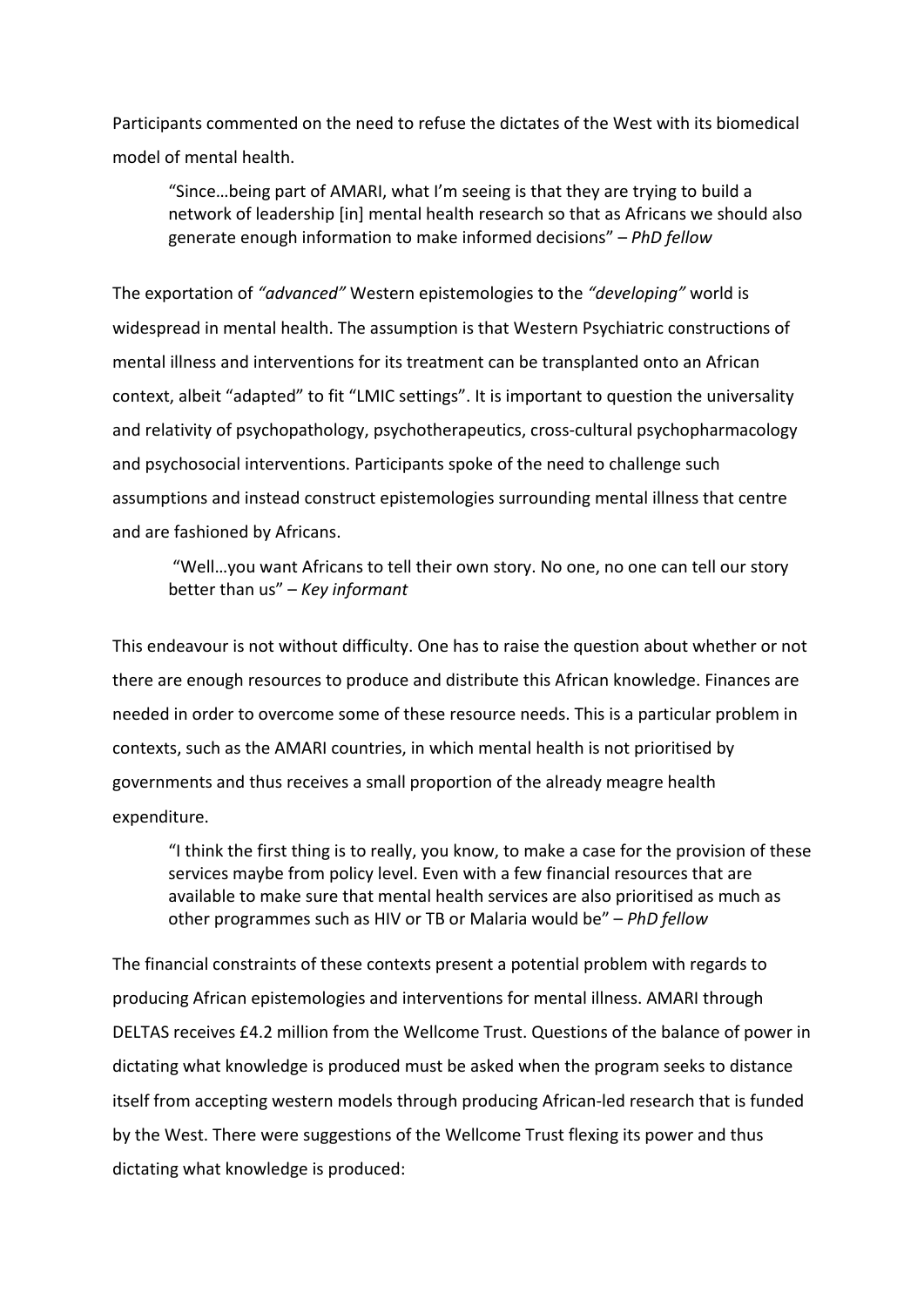Participants commented on the need to refuse the dictates of the West with its biomedical model of mental health.

> "Since…being part of AMARI, what I'm seeing is that they are trying to build a network of leadership [in] mental health research so that as Africans we should also generate enough information to make informed decisions" – *PhD fellow*

The exportation of *"advanced"* Western epistemologies to the *"developing"* world is widespread in mental health. The assumption is that Western Psychiatric constructions of mental illness and interventions for its treatment can be transplanted onto an African context, albeit "adapted" to fit "LMIC settings". It is important to question the universality and relativity of psychopathology, psychotherapeutics, cross-cultural psychopharmacology and psychosocial interventions. Participants spoke of the need to challenge such assumptions and instead construct epistemologies surrounding mental illness that centre and are fashioned by Africans.

> "Well…you want Africans to tell their own story. No one, no one can tell our story better than us" – *Key informant*

This endeavour is not without difficulty. One has to raise the question about whether or not there are enough resources to produce and distribute this African knowledge. Finances are needed in order to overcome some of these resource needs. This is a particular problem in contexts, such as the AMARI countries, in which mental health is not prioritised by governments and thus receives a small proportion of the already meagre health expenditure.

> "I think the first thing is to really, you know, to make a case for the provision of these services maybe from policy level. Even with a few financial resources that are available to make sure that mental health services are also prioritised as much as other programmes such as HIV or TB or Malaria would be" – *PhD fellow*

The financial constraints of these contexts present a potential problem with regards to producing African epistemologies and interventions for mental illness. AMARI through DELTAS receives £4.2 million from the Wellcome Trust. Questions of the balance of power in dictating what knowledge is produced must be asked when the program seeks to distance itself from accepting western models through producing African-led research that is funded by the West. There were suggestions of the Wellcome Trust flexing its power and thus dictating what knowledge is produced: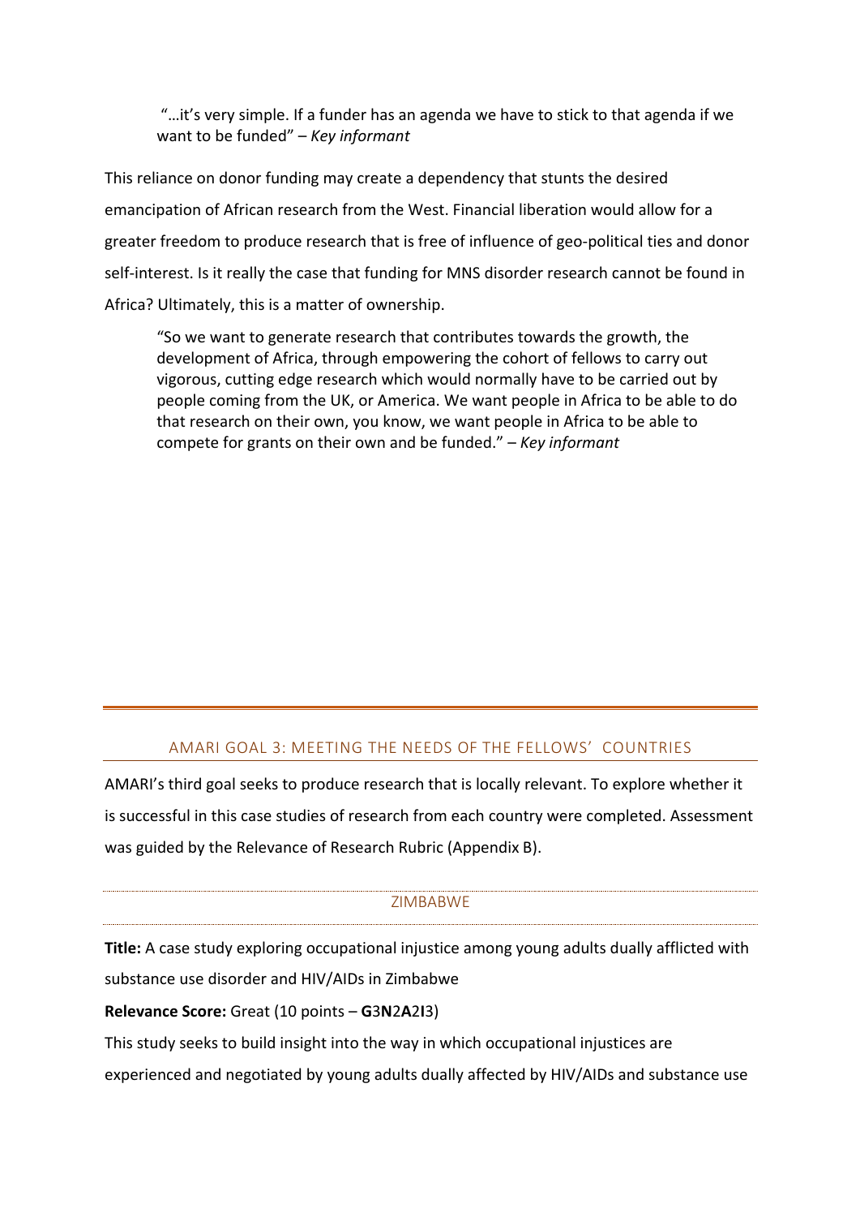> "…it's very simple. If a funder has an agenda we have to stick to that agenda if we want to be funded" – *Key informant*

This reliance on donor funding may create a dependency that stunts the desired emancipation of African research from the West. Financial liberation would allow for a greater freedom to produce research that is free of influence of geo-political ties and donor self-interest. Is it really the case that funding for MNS disorder research cannot be found in Africa? Ultimately, this is a matter of ownership.

> "So we want to generate research that contributes towards the growth, the development of Africa, through empowering the cohort of fellows to carry out vigorous, cutting edge research which would normally have to be carried out by people coming from the UK, or America. We want people in Africa to be able to do that research on their own, you know, we want people in Africa to be able to compete for grants on their own and be funded." – *Key informant*

## AMARI GOAL 3: MEETING THE NEEDS OF THE FELLOWS' COUNTRIES

AMARI's third goal seeks to produce research that is locally relevant. To explore whether it is successful in this case studies of research from each country were completed. Assessment was guided by the Relevance of Research Rubric (Appendix B).

### ZIMBABWE

**Title:** A case study exploring occupational injustice among young adults dually afflicted with substance use disorder and HIV/AIDs in Zimbabwe

**Relevance Score:** Great (10 points – **G**3**N**2**A**2**I**3)

This study seeks to build insight into the way in which occupational injustices are experienced and negotiated by young adults dually affected by HIV/AIDs and substance use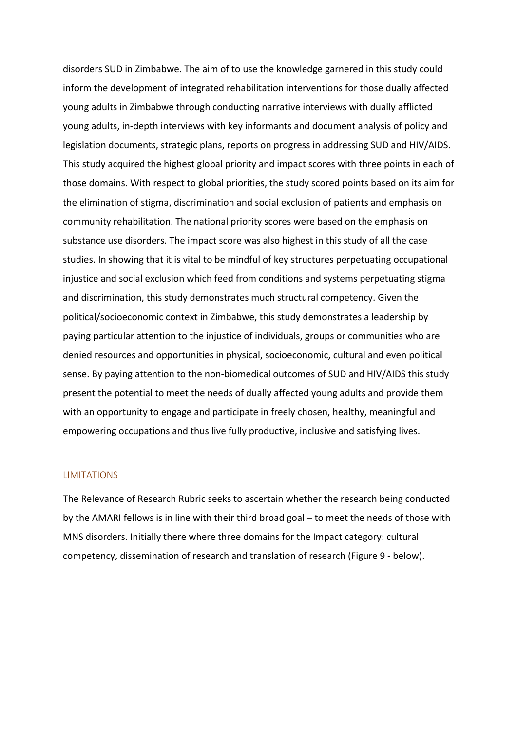disorders SUD in Zimbabwe. The aim of to use the knowledge garnered in this study could inform the development of integrated rehabilitation interventions for those dually affected young adults in Zimbabwe through conducting narrative interviews with dually afflicted young adults, in-depth interviews with key informants and document analysis of policy and legislation documents, strategic plans, reports on progress in addressing SUD and HIV/AIDS. This study acquired the highest global priority and impact scores with three points in each of those domains. With respect to global priorities, the study scored points based on its aim for the elimination of stigma, discrimination and social exclusion of patients and emphasis on community rehabilitation. The national priority scores were based on the emphasis on substance use disorders. The impact score was also highest in this study of all the case studies. In showing that it is vital to be mindful of key structures perpetuating occupational injustice and social exclusion which feed from conditions and systems perpetuating stigma and discrimination, this study demonstrates much structural competency. Given the political/socioeconomic context in Zimbabwe, this study demonstrates a leadership by paying particular attention to the injustice of individuals, groups or communities who are denied resources and opportunities in physical, socioeconomic, cultural and even political sense. By paying attention to the non-biomedical outcomes of SUD and HIV/AIDS this study present the potential to meet the needs of dually affected young adults and provide them with an opportunity to engage and participate in freely chosen, healthy, meaningful and empowering occupations and thus live fully productive, inclusive and satisfying lives.

## LIMITATIONS

The Relevance of Research Rubric seeks to ascertain whether the research being conducted by the AMARI fellows is in line with their third broad goal – to meet the needs of those with MNS disorders. Initially there where three domains for the Impact category: cultural competency, dissemination of research and translation of research (Figure 9 - below).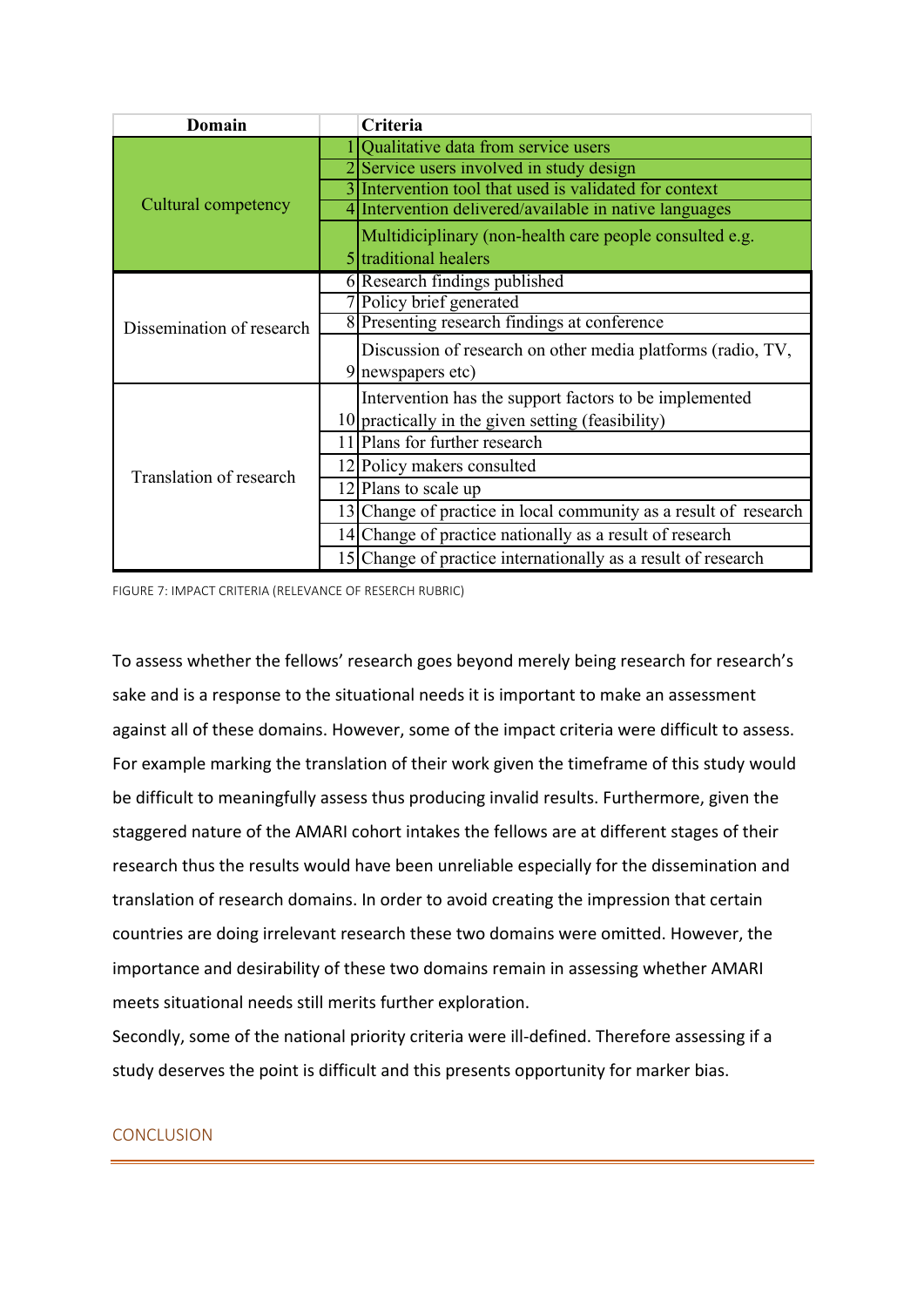| Domain | | Criteria |
|---|---|---|
| Cultural competency | 1 | Qualitative data from service users |
| | 2 | Service users involved in study design |
| | 3 | Intervention tool that used is validated for context |
| | 4 | Intervention delivered/available in native languages |
| | 5 | Multidiciplinary (non-health care people consulted e.g. traditional healers |
| Dissemination of research | 6 | Research findings published |
| | 7 | Policy brief generated |
| | 8 | Presenting research findings at conference |
| | 9 | Discussion of research on other media platforms (radio, TV, newspapers etc) |
| Translation of research | 10 | Intervention has the support factors to be implemented practically in the given setting (feasibility) |
| | 11 | Plans for further research |
| | 12 | Policy makers consulted |
| | 12 | Plans to scale up |
| | 13 | Change of practice in local community as a result of research |
| | 14 | Change of practice nationally as a result of research |
| | 15 | Change of practice internationally as a result of research |

FIGURE 7: IMPACT CRITERIA (RELEVANCE OF RESERCH RUBRIC)

To assess whether the fellows' research goes beyond merely being research for research's sake and is a response to the situational needs it is important to make an assessment against all of these domains. However, some of the impact criteria were difficult to assess. For example marking the translation of their work given the timeframe of this study would be difficult to meaningfully assess thus producing invalid results. Furthermore, given the staggered nature of the AMARI cohort intakes the fellows are at different stages of their research thus the results would have been unreliable especially for the dissemination and translation of research domains. In order to avoid creating the impression that certain countries are doing irrelevant research these two domains were omitted. However, the importance and desirability of these two domains remain in assessing whether AMARI meets situational needs still merits further exploration.

Secondly, some of the national priority criteria were ill-defined. Therefore assessing if a study deserves the point is difficult and this presents opportunity for marker bias.

## CONCLUSION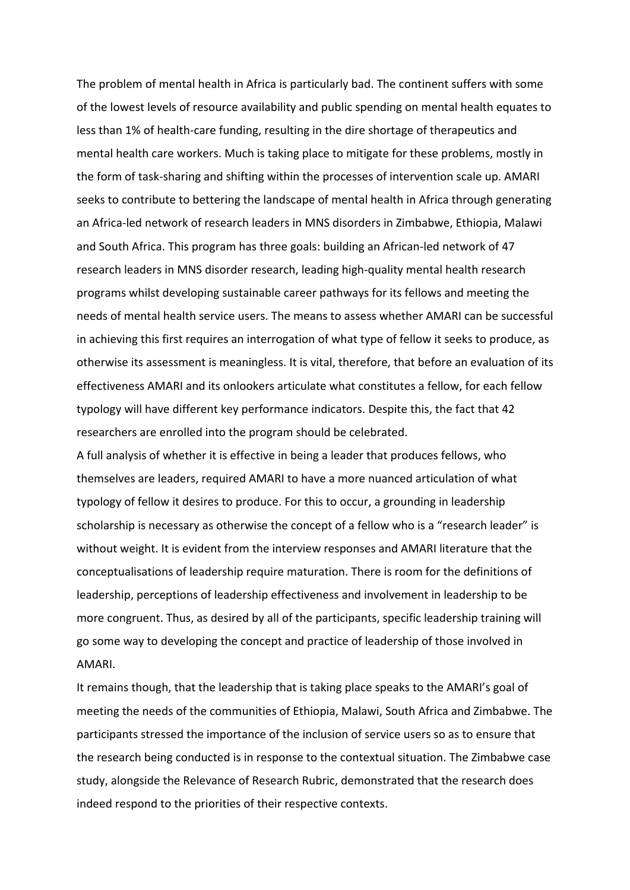The problem of mental health in Africa is particularly bad. The continent suffers with some of the lowest levels of resource availability and public spending on mental health equates to less than 1% of health-care funding, resulting in the dire shortage of therapeutics and mental health care workers. Much is taking place to mitigate for these problems, mostly in the form of task-sharing and shifting within the processes of intervention scale up. AMARI seeks to contribute to bettering the landscape of mental health in Africa through generating an Africa-led network of research leaders in MNS disorders in Zimbabwe, Ethiopia, Malawi and South Africa. This program has three goals: building an African-led network of 47 research leaders in MNS disorder research, leading high-quality mental health research programs whilst developing sustainable career pathways for its fellows and meeting the needs of mental health service users. The means to assess whether AMARI can be successful in achieving this first requires an interrogation of what type of fellow it seeks to produce, as otherwise its assessment is meaningless. It is vital, therefore, that before an evaluation of its effectiveness AMARI and its onlookers articulate what constitutes a fellow, for each fellow typology will have different key performance indicators. Despite this, the fact that 42 researchers are enrolled into the program should be celebrated.

A full analysis of whether it is effective in being a leader that produces fellows, who themselves are leaders, required AMARI to have a more nuanced articulation of what typology of fellow it desires to produce. For this to occur, a grounding in leadership scholarship is necessary as otherwise the concept of a fellow who is a "research leader" is without weight. It is evident from the interview responses and AMARI literature that the conceptualisations of leadership require maturation. There is room for the definitions of leadership, perceptions of leadership effectiveness and involvement in leadership to be more congruent. Thus, as desired by all of the participants, specific leadership training will go some way to developing the concept and practice of leadership of those involved in AMARI.

It remains though, that the leadership that is taking place speaks to the AMARI's goal of meeting the needs of the communities of Ethiopia, Malawi, South Africa and Zimbabwe. The participants stressed the importance of the inclusion of service users so as to ensure that the research being conducted is in response to the contextual situation. The Zimbabwe case study, alongside the Relevance of Research Rubric, demonstrated that the research does indeed respond to the priorities of their respective contexts.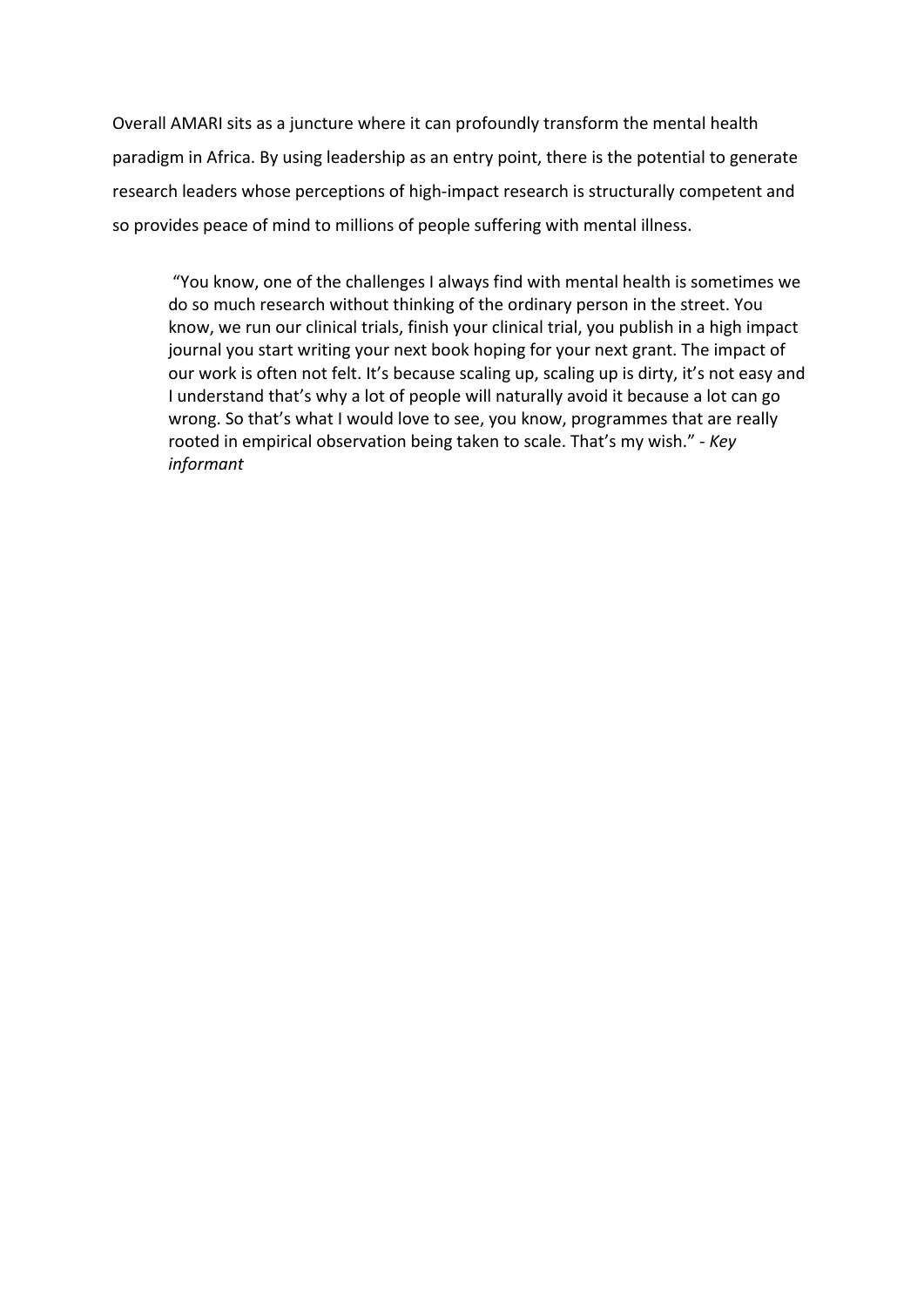Overall AMARI sits as a juncture where it can profoundly transform the mental health paradigm in Africa. By using leadership as an entry point, there is the potential to generate research leaders whose perceptions of high-impact research is structurally competent and so provides peace of mind to millions of people suffering with mental illness.

> "You know, one of the challenges I always find with mental health is sometimes we do so much research without thinking of the ordinary person in the street. You know, we run our clinical trials, finish your clinical trial, you publish in a high impact journal you start writing your next book hoping for your next grant. The impact of our work is often not felt. It's because scaling up, scaling up is dirty, it's not easy and I understand that's why a lot of people will naturally avoid it because a lot can go wrong. So that's what I would love to see, you know, programmes that are really rooted in empirical observation being taken to scale. That's my wish." - *Key informant*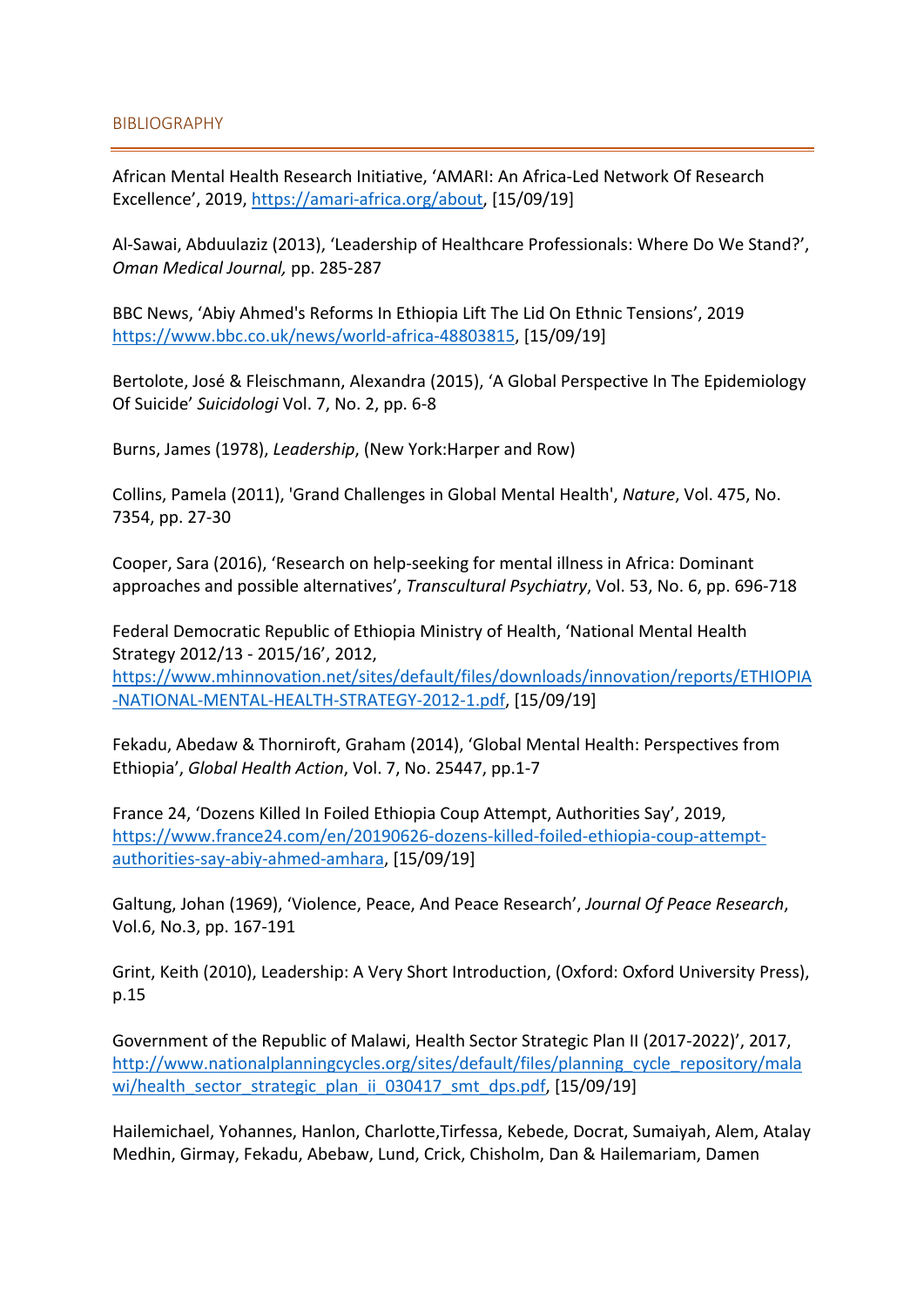## BIBLIOGRAPHY

African Mental Health Research Initiative, 'AMARI: An Africa-Led Network Of Research Excellence', 2019, https://amari-africa.org/about, [15/09/19]

Al-Sawai, Abduulaziz (2013), 'Leadership of Healthcare Professionals: Where Do We Stand?', *Oman Medical Journal,* pp. 285-287

BBC News, 'Abiy Ahmed's Reforms In Ethiopia Lift The Lid On Ethnic Tensions', 2019 https://www.bbc.co.uk/news/world-africa-48803815, [15/09/19]

Bertolote, José & Fleischmann, Alexandra (2015), 'A Global Perspective In The Epidemiology Of Suicide' *Suicidologi* Vol. 7, No. 2, pp. 6-8

Burns, James (1978), *Leadership*, (New York:Harper and Row)

Collins, Pamela (2011), 'Grand Challenges in Global Mental Health', *Nature*, Vol. 475, No. 7354, pp. 27-30

Cooper, Sara (2016), 'Research on help-seeking for mental illness in Africa: Dominant approaches and possible alternatives', *Transcultural Psychiatry*, Vol. 53, No. 6, pp. 696-718

Federal Democratic Republic of Ethiopia Ministry of Health, 'National Mental Health Strategy 2012/13 - 2015/16', 2012, https://www.mhinnovation.net/sites/default/files/downloads/innovation/reports/ETHIOPIA-NATIONAL-MENTAL-HEALTH-STRATEGY-2012-1.pdf, [15/09/19]

Fekadu, Abedaw & Thorniroft, Graham (2014), 'Global Mental Health: Perspectives from Ethiopia', *Global Health Action*, Vol. 7, No. 25447, pp.1-7

France 24, 'Dozens Killed In Foiled Ethiopia Coup Attempt, Authorities Say', 2019, https://www.france24.com/en/20190626-dozens-killed-foiled-ethiopia-coup-attempt-authorities-say-abiy-ahmed-amhara, [15/09/19]

Galtung, Johan (1969), 'Violence, Peace, And Peace Research', *Journal Of Peace Research*, Vol.6, No.3, pp. 167-191

Grint, Keith (2010), Leadership: A Very Short Introduction, (Oxford: Oxford University Press), p.15

Government of the Republic of Malawi, Health Sector Strategic Plan II (2017-2022)', 2017, http://www.nationalplanningcycles.org/sites/default/files/planning_cycle_repository/malawi/health_sector_strategic_plan_ii_030417_smt_dps.pdf, [15/09/19]

Hailemichael, Yohannes, Hanlon, Charlotte,Tirfessa, Kebede, Docrat, Sumaiyah, Alem, Atalay Medhin, Girmay, Fekadu, Abebaw, Lund, Crick, Chisholm, Dan & Hailemariam, Damen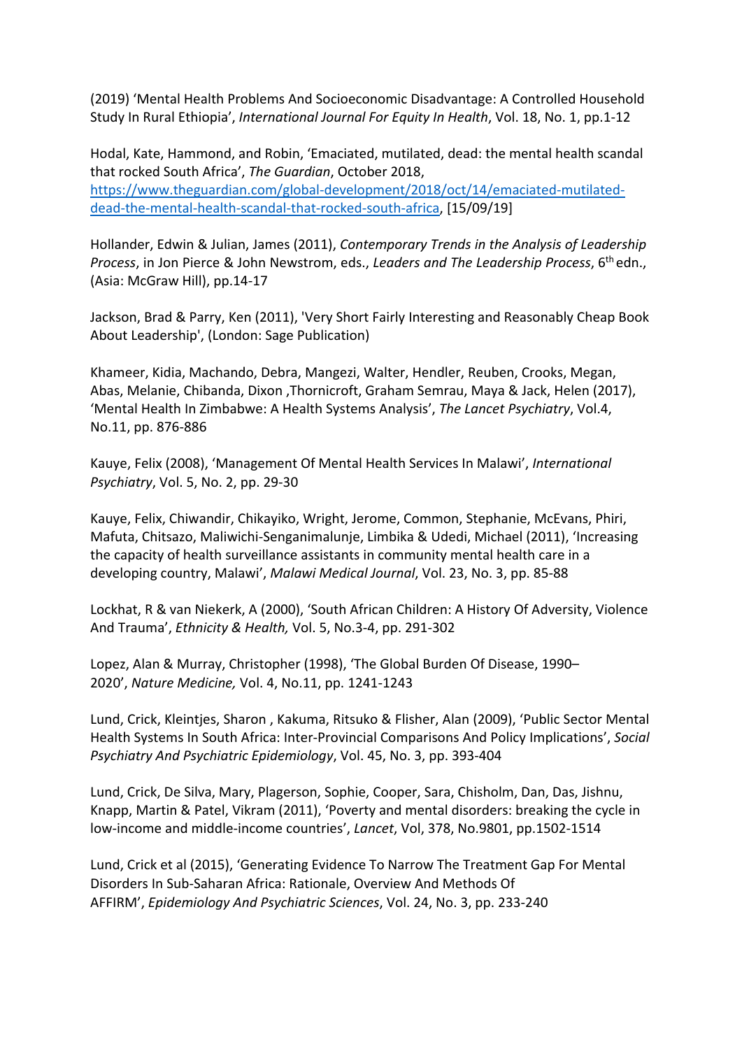(2019) 'Mental Health Problems And Socioeconomic Disadvantage: A Controlled Household Study In Rural Ethiopia', *International Journal For Equity In Health*, Vol. 18, No. 1, pp.1-12

Hodal, Kate, Hammond, and Robin, 'Emaciated, mutilated, dead: the mental health scandal that rocked South Africa', *The Guardian*, October 2018, [https://www.theguardian.com/global-development/2018/oct/14/emaciated-mutilated-dead-the-mental-health-scandal-that-rocked-south-africa](https://www.theguardian.com/global-development/2018/oct/14/emaciated-mutilated-dead-the-mental-health-scandal-that-rocked-south-africa), [15/09/19]

Hollander, Edwin & Julian, James (2011), *Contemporary Trends in the Analysis of Leadership Process*, in Jon Pierce & John Newstrom, eds., *Leaders and The Leadership Process*, 6th edn., (Asia: McGraw Hill), pp.14-17

Jackson, Brad & Parry, Ken (2011), 'Very Short Fairly Interesting and Reasonably Cheap Book About Leadership', (London: Sage Publication)

Khameer, Kidia, Machando, Debra, Mangezi, Walter, Hendler, Reuben, Crooks, Megan, Abas, Melanie, Chibanda, Dixon ,Thornicroft, Graham Semrau, Maya & Jack, Helen (2017), 'Mental Health In Zimbabwe: A Health Systems Analysis', *The Lancet Psychiatry*, Vol.4, No.11, pp. 876-886

Kauye, Felix (2008), 'Management Of Mental Health Services In Malawi', *International Psychiatry*, Vol. 5, No. 2, pp. 29-30

Kauye, Felix, Chiwandir, Chikayiko, Wright, Jerome, Common, Stephanie, McEvans, Phiri, Mafuta, Chitsazo, Maliwichi-Senganimalunje, Limbika & Udedi, Michael (2011), 'Increasing the capacity of health surveillance assistants in community mental health care in a developing country, Malawi', *Malawi Medical Journal*, Vol. 23, No. 3, pp. 85-88

Lockhat, R & van Niekerk, A (2000), 'South African Children: A History Of Adversity, Violence And Trauma', *Ethnicity & Health,* Vol. 5, No.3-4, pp. 291-302

Lopez, Alan & Murray, Christopher (1998), 'The Global Burden Of Disease, 1990–2020', *Nature Medicine,* Vol. 4, No.11, pp. 1241-1243

Lund, Crick, Kleintjes, Sharon , Kakuma, Ritsuko & Flisher, Alan (2009), 'Public Sector Mental Health Systems In South Africa: Inter-Provincial Comparisons And Policy Implications', *Social Psychiatry And Psychiatric Epidemiology*, Vol. 45, No. 3, pp. 393-404

Lund, Crick, De Silva, Mary, Plagerson, Sophie, Cooper, Sara, Chisholm, Dan, Das, Jishnu, Knapp, Martin & Patel, Vikram (2011), 'Poverty and mental disorders: breaking the cycle in low-income and middle-income countries', *Lancet*, Vol, 378, No.9801, pp.1502-1514

Lund, Crick et al (2015), 'Generating Evidence To Narrow The Treatment Gap For Mental Disorders In Sub-Saharan Africa: Rationale, Overview And Methods Of AFFIRM', *Epidemiology And Psychiatric Sciences*, Vol. 24, No. 3, pp. 233-240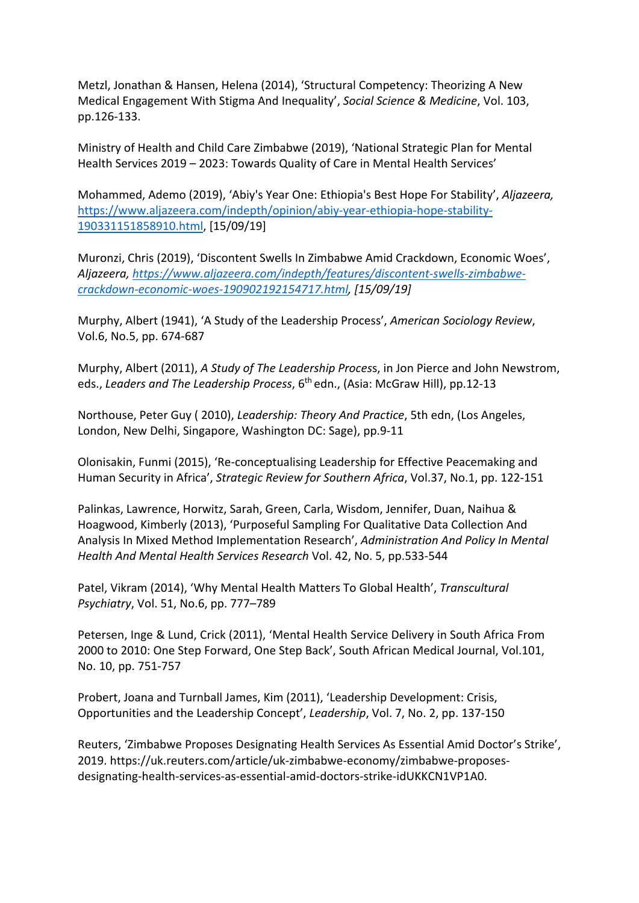Metzl, Jonathan & Hansen, Helena (2014), 'Structural Competency: Theorizing A New Medical Engagement With Stigma And Inequality', *Social Science & Medicine*, Vol. 103, pp.126-133.

Ministry of Health and Child Care Zimbabwe (2019), 'National Strategic Plan for Mental Health Services 2019 – 2023: Towards Quality of Care in Mental Health Services'

Mohammed, Ademo (2019), 'Abiy's Year One: Ethiopia's Best Hope For Stability', *Aljazeera,* https://www.aljazeera.com/indepth/opinion/abiy-year-ethiopia-hope-stability-190331151858910.html, [15/09/19]

Muronzi, Chris (2019), 'Discontent Swells In Zimbabwe Amid Crackdown, Economic Woes', *Aljazeera, https://www.aljazeera.com/indepth/features/discontent-swells-zimbabwe-crackdown-economic-woes-190902192154717.html, [15/09/19]*

Murphy, Albert (1941), 'A Study of the Leadership Process', *American Sociology Review*, Vol.6, No.5, pp. 674-687

Murphy, Albert (2011), *A Study of The Leadership Process*, in Jon Pierce and John Newstrom, eds., *Leaders and The Leadership Process*, 6th edn., (Asia: McGraw Hill), pp.12-13

Northouse, Peter Guy ( 2010), *Leadership: Theory And Practice*, 5th edn, (Los Angeles, London, New Delhi, Singapore, Washington DC: Sage), pp.9-11

Olonisakin, Funmi (2015), 'Re-conceptualising Leadership for Effective Peacemaking and Human Security in Africa', *Strategic Review for Southern Africa*, Vol.37, No.1, pp. 122-151

Palinkas, Lawrence, Horwitz, Sarah, Green, Carla, Wisdom, Jennifer, Duan, Naihua & Hoagwood, Kimberly (2013), 'Purposeful Sampling For Qualitative Data Collection And Analysis In Mixed Method Implementation Research', *Administration And Policy In Mental Health And Mental Health Services Research* Vol. 42, No. 5, pp.533-544

Patel, Vikram (2014), 'Why Mental Health Matters To Global Health', *Transcultural Psychiatry*, Vol. 51, No.6, pp. 777–789

Petersen, Inge & Lund, Crick (2011), 'Mental Health Service Delivery in South Africa From 2000 to 2010: One Step Forward, One Step Back', South African Medical Journal, Vol.101, No. 10, pp. 751-757

Probert, Joana and Turnball James, Kim (2011), 'Leadership Development: Crisis, Opportunities and the Leadership Concept', *Leadership*, Vol. 7, No. 2, pp. 137-150

Reuters, 'Zimbabwe Proposes Designating Health Services As Essential Amid Doctor's Strike', 2019. https://uk.reuters.com/article/uk-zimbabwe-economy/zimbabwe-proposes-designating-health-services-as-essential-amid-doctors-strike-idUKKCN1VP1A0.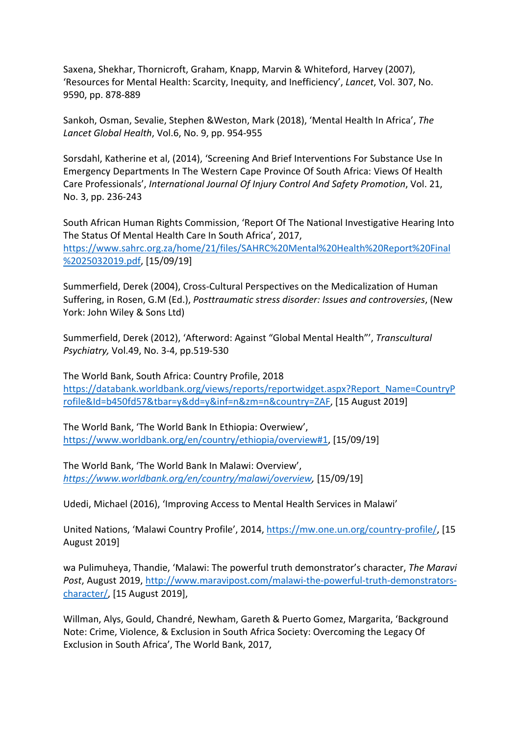Saxena, Shekhar, Thornicroft, Graham, Knapp, Marvin & Whiteford, Harvey (2007), 'Resources for Mental Health: Scarcity, Inequity, and Inefficiency', *Lancet*, Vol. 307, No. 9590, pp. 878-889

Sankoh, Osman, Sevalie, Stephen &Weston, Mark (2018), 'Mental Health In Africa', *The Lancet Global Health*, Vol.6, No. 9, pp. 954-955

Sorsdahl, Katherine et al, (2014), 'Screening And Brief Interventions For Substance Use In Emergency Departments In The Western Cape Province Of South Africa: Views Of Health Care Professionals', *International Journal Of Injury Control And Safety Promotion*, Vol. 21, No. 3, pp. 236-243

South African Human Rights Commission, 'Report Of The National Investigative Hearing Into The Status Of Mental Health Care In South Africa', 2017, https://www.sahrc.org.za/home/21/files/SAHRC%20Mental%20Health%20Report%20Final%2025032019.pdf, [15/09/19]

Summerfield, Derek (2004), Cross-Cultural Perspectives on the Medicalization of Human Suffering, in Rosen, G.M (Ed.), *Posttraumatic stress disorder: Issues and controversies*, (New York: John Wiley & Sons Ltd)

Summerfield, Derek (2012), 'Afterword: Against "Global Mental Health"', *Transcultural Psychiatry,* Vol.49, No. 3-4, pp.519-530

The World Bank, South Africa: Country Profile, 2018 https://databank.worldbank.org/views/reports/reportwidget.aspx?Report_Name=CountryProfile&Id=b450fd57&tbar=y&dd=y&inf=n&zm=n&country=ZAF, [15 August 2019]

The World Bank, 'The World Bank In Ethiopia: Overwiew', https://www.worldbank.org/en/country/ethiopia/overview#1, [15/09/19]

The World Bank, 'The World Bank In Malawi: Overview', *https://www.worldbank.org/en/country/malawi/overview,* [15/09/19]

Udedi, Michael (2016), 'Improving Access to Mental Health Services in Malawi'

United Nations, 'Malawi Country Profile', 2014, https://mw.one.un.org/country-profile/, [15 August 2019]

wa Pulimuheya, Thandie, 'Malawi: The powerful truth demonstrator's character, *The Maravi Post*, August 2019, http://www.maravipost.com/malawi-the-powerful-truth-demonstrators-character/, [15 August 2019],

Willman, Alys, Gould, Chandré, Newham, Gareth & Puerto Gomez, Margarita, 'Background Note: Crime, Violence, & Exclusion in South Africa Society: Overcoming the Legacy Of Exclusion in South Africa', The World Bank, 2017,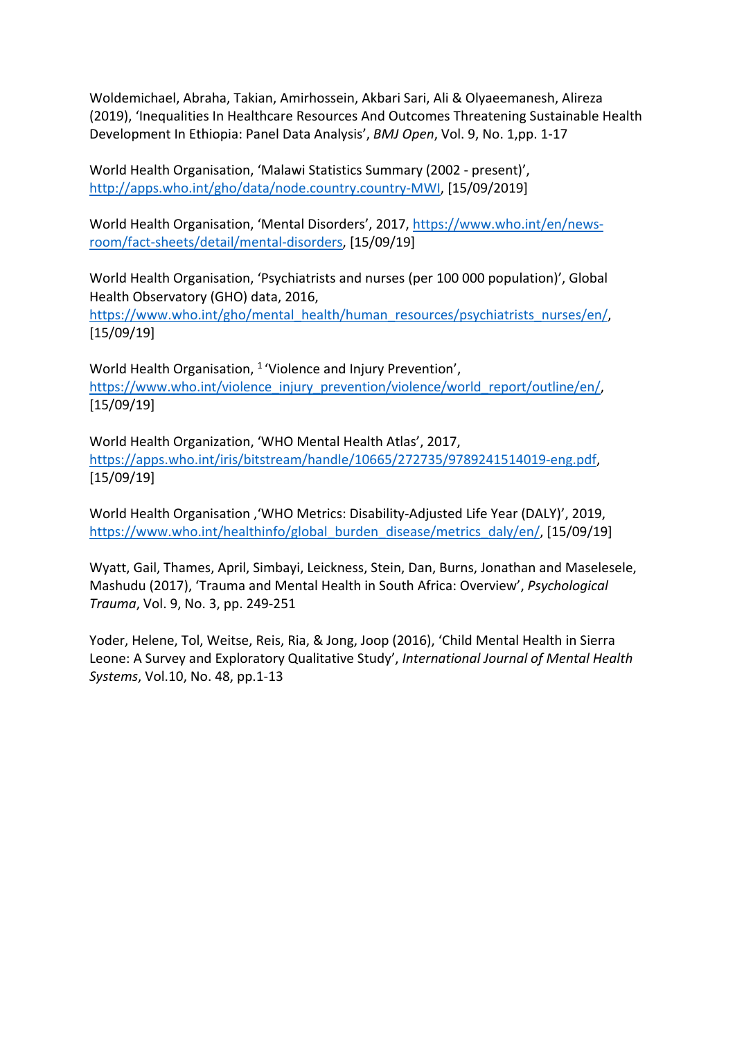Woldemichael, Abraha, Takian, Amirhossein, Akbari Sari, Ali & Olyaeemanesh, Alireza (2019), 'Inequalities In Healthcare Resources And Outcomes Threatening Sustainable Health Development In Ethiopia: Panel Data Analysis', *BMJ Open*, Vol. 9, No. 1,pp. 1-17

World Health Organisation, 'Malawi Statistics Summary (2002 - present)', http://apps.who.int/gho/data/node.country.country-MWI, [15/09/2019]

World Health Organisation, 'Mental Disorders', 2017, https://www.who.int/en/news-room/fact-sheets/detail/mental-disorders, [15/09/19]

World Health Organisation, 'Psychiatrists and nurses (per 100 000 population)', Global Health Observatory (GHO) data, 2016, https://www.who.int/gho/mental_health/human_resources/psychiatrists_nurses/en/, [15/09/19]

World Health Organisation, [1] 'Violence and Injury Prevention', https://www.who.int/violence_injury_prevention/violence/world_report/outline/en/, [15/09/19]

World Health Organization, 'WHO Mental Health Atlas', 2017, https://apps.who.int/iris/bitstream/handle/10665/272735/9789241514019-eng.pdf, [15/09/19]

World Health Organisation ,'WHO Metrics: Disability-Adjusted Life Year (DALY)', 2019, https://www.who.int/healthinfo/global_burden_disease/metrics_daly/en/, [15/09/19]

Wyatt, Gail, Thames, April, Simbayi, Leickness, Stein, Dan, Burns, Jonathan and Maselesele, Mashudu (2017), 'Trauma and Mental Health in South Africa: Overview', *Psychological Trauma*, Vol. 9, No. 3, pp. 249-251

Yoder, Helene, Tol, Weitse, Reis, Ria, & Jong, Joop (2016), 'Child Mental Health in Sierra Leone: A Survey and Exploratory Qualitative Study', *International Journal of Mental Health Systems*, Vol.10, No. 48, pp.1-13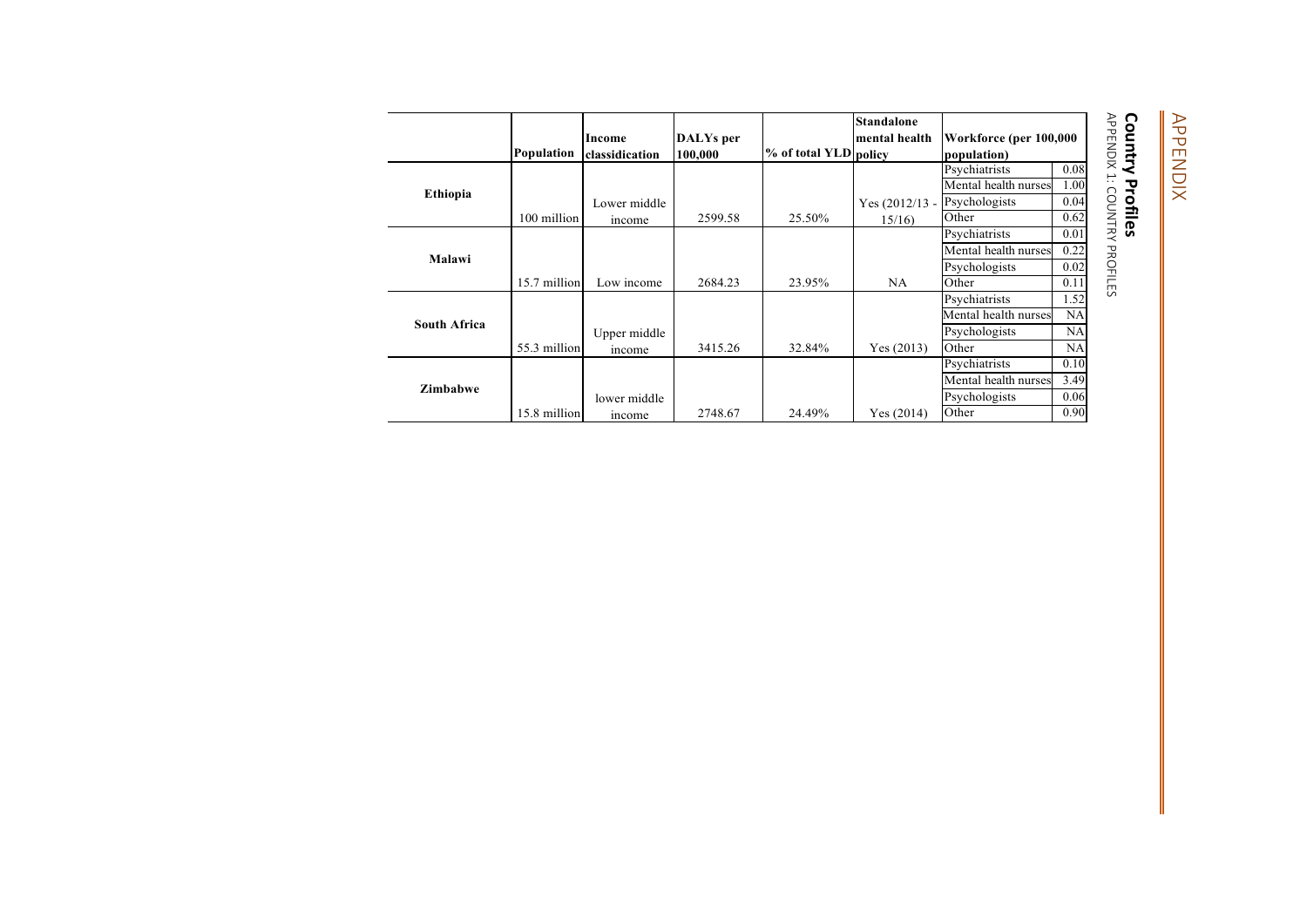## Country Profiles

APPENDIX 1: COUNTRY PROFILES

| | Population | Income classidication | DALYs per 100,000 | % of total YLD | Standalone mental health policy | Workforce (per 100,000 population) | |
|---|---|---|---|---|---|---|---|
| **Ethiopia** | 100 million | Lower middle income | 2599.58 | 25.50% | Yes (2012/13 - 15/16) | Psychiatrists | 0.08 |
| | | | | | | Mental health nurses | 1.00 |
| | | | | | | Psychologists | 0.04 |
| | | | | | | Other | 0.62 |
| **Malawi** | 15.7 million | Low income | 2684.23 | 23.95% | NA | Psychiatrists | 0.01 |
| | | | | | | Mental health nurses | 0.22 |
| | | | | | | Psychologists | 0.02 |
| | | | | | | Other | 0.11 |
| **South Africa** | 55.3 million | Upper middle income | 3415.26 | 32.84% | Yes (2013) | Psychiatrists | 1.52 |
| | | | | | | Mental health nurses | NA |
| | | | | | | Psychologists | NA |
| | | | | | | Other | NA |
| **Zimbabwe** | 15.8 million | lower middle income | 2748.67 | 24.49% | Yes (2014) | Psychiatrists | 0.10 |
| | | | | | | Mental health nurses | 3.49 |
| | | | | | | Psychologists | 0.06 |
| | | | | | | Other | 0.90 |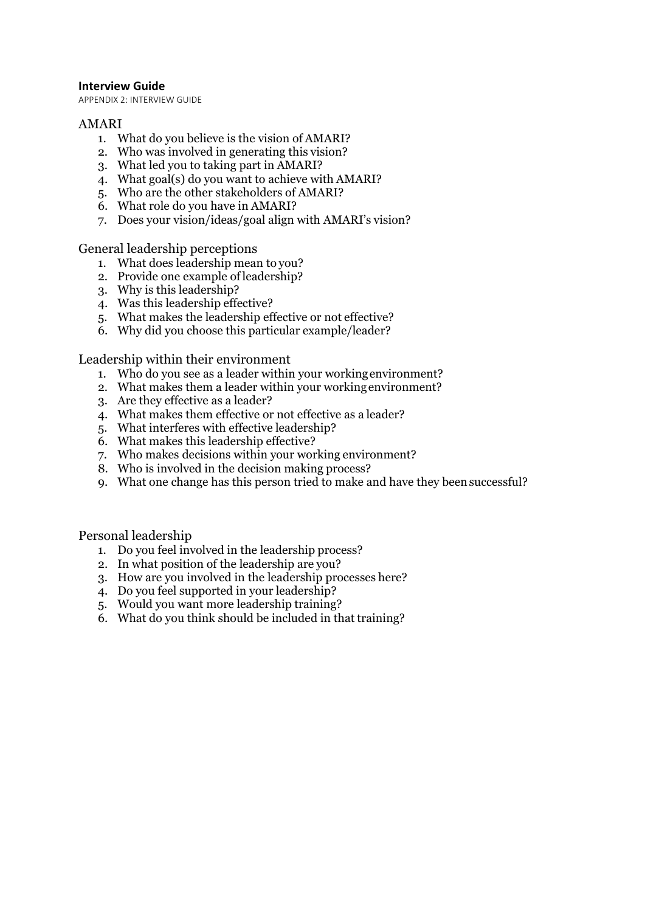**Interview Guide**

APPENDIX 2: INTERVIEW GUIDE

## AMARI

1. What do you believe is the vision of AMARI?
2. Who was involved in generating this vision?
3. What led you to taking part in AMARI?
4. What goal(s) do you want to achieve with AMARI?
5. Who are the other stakeholders of AMARI?
6. What role do you have in AMARI?
7. Does your vision/ideas/goal align with AMARI's vision?

## General leadership perceptions

1. What does leadership mean to you?
2. Provide one example of leadership?
3. Why is this leadership?
4. Was this leadership effective?
5. What makes the leadership effective or not effective?
6. Why did you choose this particular example/leader?

## Leadership within their environment

1. Who do you see as a leader within your working environment?
2. What makes them a leader within your working environment?
3. Are they effective as a leader?
4. What makes them effective or not effective as a leader?
5. What interferes with effective leadership?
6. What makes this leadership effective?
7. Who makes decisions within your working environment?
8. Who is involved in the decision making process?
9. What one change has this person tried to make and have they been successful?

## Personal leadership

1. Do you feel involved in the leadership process?
2. In what position of the leadership are you?
3. How are you involved in the leadership processes here?
4. Do you feel supported in your leadership?
5. Would you want more leadership training?
6. What do you think should be included in that training?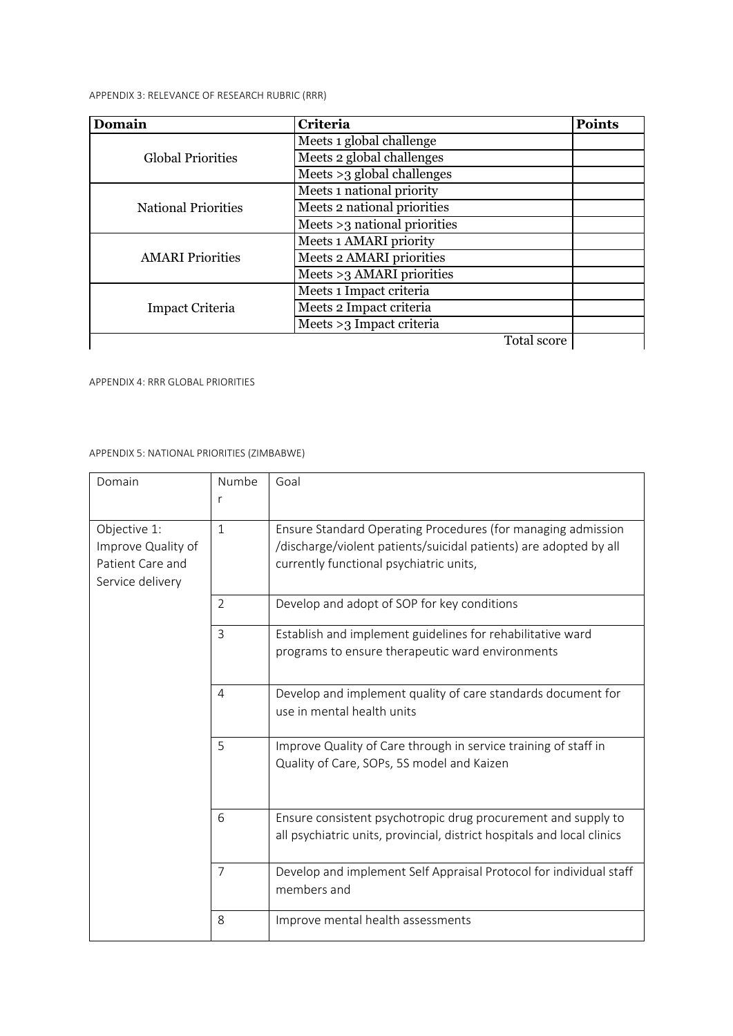APPENDIX 3: RELEVANCE OF RESEARCH RUBRIC (RRR)

| Domain | Criteria | Points |
|---|---|---|
| Global Priorities | Meets 1 global challenge | |
| | Meets 2 global challenges | |
| | Meets >3 global challenges | |
| National Priorities | Meets 1 national priority | |
| | Meets 2 national priorities | |
| | Meets >3 national priorities | |
| AMARI Priorities | Meets 1 AMARI priority | |
| | Meets 2 AMARI priorities | |
| | Meets >3 AMARI priorities | |
| Impact Criteria | Meets 1 Impact criteria | |
| | Meets 2 Impact criteria | |
| | Meets >3 Impact criteria | |
| | Total score | |

APPENDIX 4: RRR GLOBAL PRIORITIES

APPENDIX 5: NATIONAL PRIORITIES (ZIMBABWE)

| Domain | Number | Goal |
|---|---|---|
| Objective 1: Improve Quality of Patient Care and Service delivery | 1 | Ensure Standard Operating Procedures (for managing admission /discharge/violent patients/suicidal patients) are adopted by all currently functional psychiatric units, |
| | 2 | Develop and adopt of SOP for key conditions |
| | 3 | Establish and implement guidelines for rehabilitative ward programs to ensure therapeutic ward environments |
| | 4 | Develop and implement quality of care standards document for use in mental health units |
| | 5 | Improve Quality of Care through in service training of staff in Quality of Care, SOPs, 5S model and Kaizen |
| | 6 | Ensure consistent psychotropic drug procurement and supply to all psychiatric units, provincial, district hospitals and local clinics |
| | 7 | Develop and implement Self Appraisal Protocol for individual staff members and |
| | 8 | Improve mental health assessments |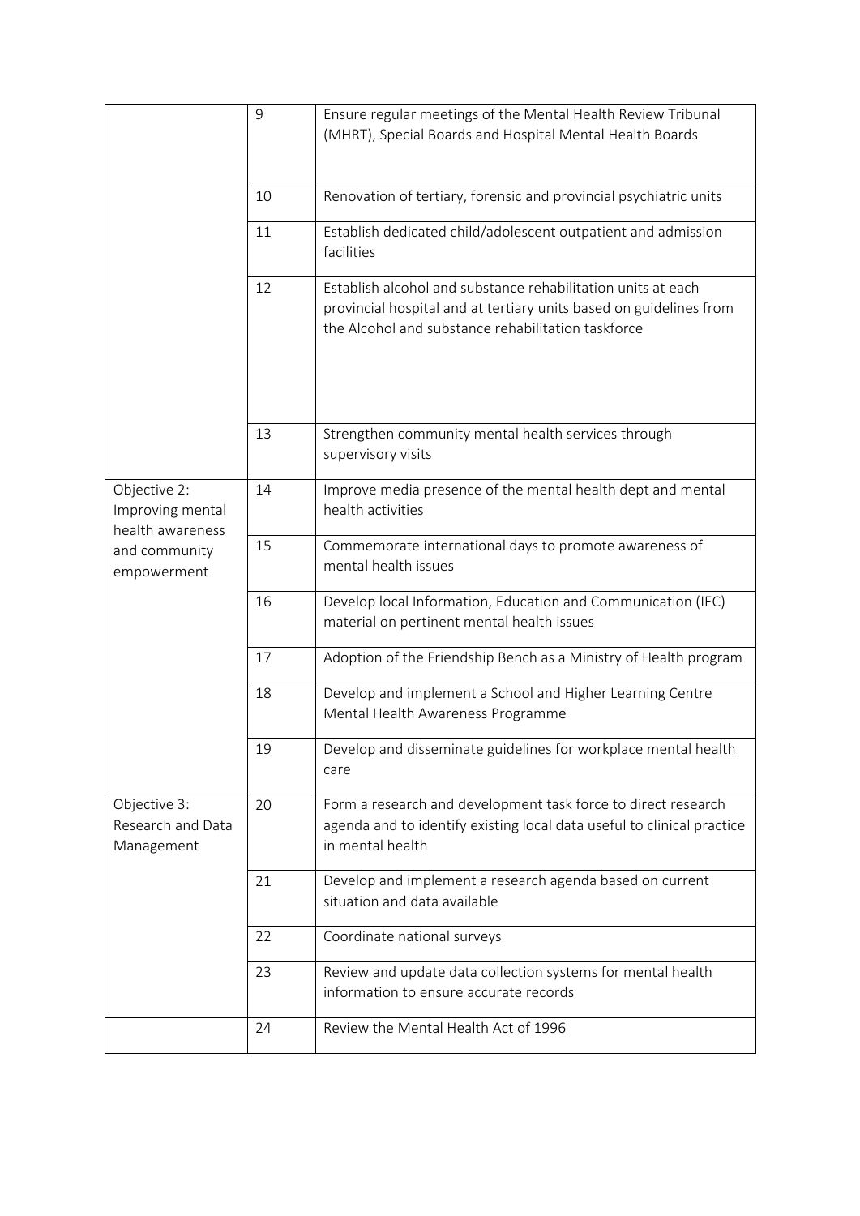| | | |
|---|---|---|
| | 9 | Ensure regular meetings of the Mental Health Review Tribunal (MHRT), Special Boards and Hospital Mental Health Boards |
| | 10 | Renovation of tertiary, forensic and provincial psychiatric units |
| | 11 | Establish dedicated child/adolescent outpatient and admission facilities |
| | 12 | Establish alcohol and substance rehabilitation units at each provincial hospital and at tertiary units based on guidelines from the Alcohol and substance rehabilitation taskforce |
| | 13 | Strengthen community mental health services through supervisory visits |
| Objective 2: Improving mental health awareness and community empowerment | 14 | Improve media presence of the mental health dept and mental health activities |
| | 15 | Commemorate international days to promote awareness of mental health issues |
| | 16 | Develop local Information, Education and Communication (IEC) material on pertinent mental health issues |
| | 17 | Adoption of the Friendship Bench as a Ministry of Health program |
| | 18 | Develop and implement a School and Higher Learning Centre Mental Health Awareness Programme |
| | 19 | Develop and disseminate guidelines for workplace mental health care |
| Objective 3: Research and Data Management | 20 | Form a research and development task force to direct research agenda and to identify existing local data useful to clinical practice in mental health |
| | 21 | Develop and implement a research agenda based on current situation and data available |
| | 22 | Coordinate national surveys |
| | 23 | Review and update data collection systems for mental health information to ensure accurate records |
| | 24 | Review the Mental Health Act of 1996 |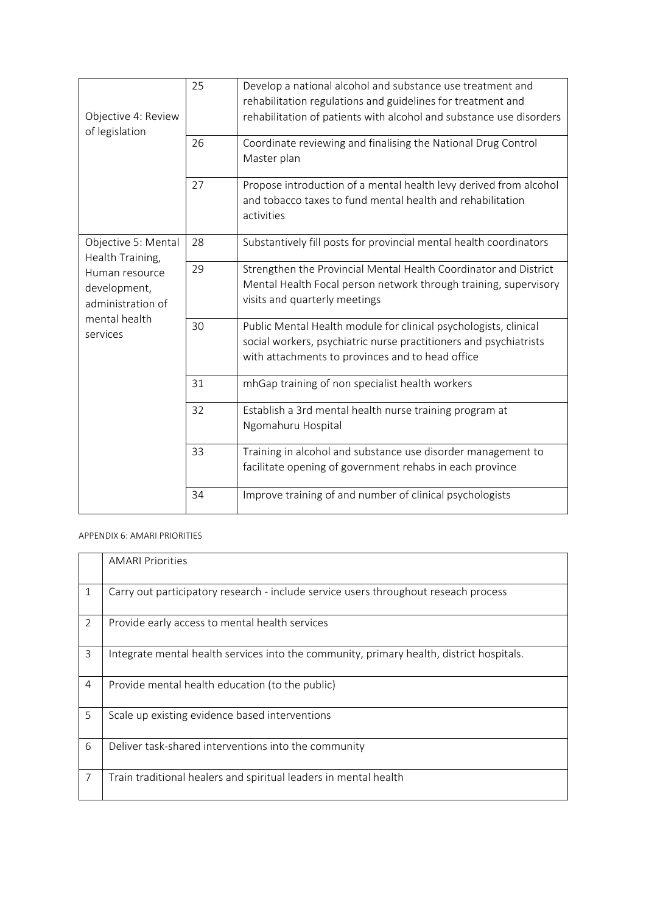| | | |
|---|---|---|
| Objective 4: Review of legislation | 25 | Develop a national alcohol and substance use treatment and rehabilitation regulations and guidelines for treatment and rehabilitation of patients with alcohol and substance use disorders |
| | 26 | Coordinate reviewing and finalising the National Drug Control Master plan |
| | 27 | Propose introduction of a mental health levy derived from alcohol and tobacco taxes to fund mental health and rehabilitation activities |
| Objective 5: Mental Health Training, Human resource development, administration of mental health services | 28 | Substantively fill posts for provincial mental health coordinators |
| | 29 | Strengthen the Provincial Mental Health Coordinator and District Mental Health Focal person network through training, supervisory visits and quarterly meetings |
| | 30 | Public Mental Health module for clinical psychologists, clinical social workers, psychiatric nurse practitioners and psychiatrists with attachments to provinces and to head office |
| | 31 | mhGap training of non specialist health workers |
| | 32 | Establish a 3rd mental health nurse training program at Ngomahuru Hospital |
| | 33 | Training in alcohol and substance use disorder management to facilitate opening of government rehabs in each province |
| | 34 | Improve training of and number of clinical psychologists |

APPENDIX 6: AMARI PRIORITIES

| | AMARI Priorities |
|---|---|
| 1 | Carry out participatory research - include service users throughout reseach process |
| 2 | Provide early access to mental health services |
| 3 | Integrate mental health services into the community, primary health, district hospitals. |
| 4 | Provide mental health education (to the public) |
| 5 | Scale up existing evidence based interventions |
| 6 | Deliver task-shared interventions into the community |
| 7 | Train traditional healers and spiritual leaders in mental health |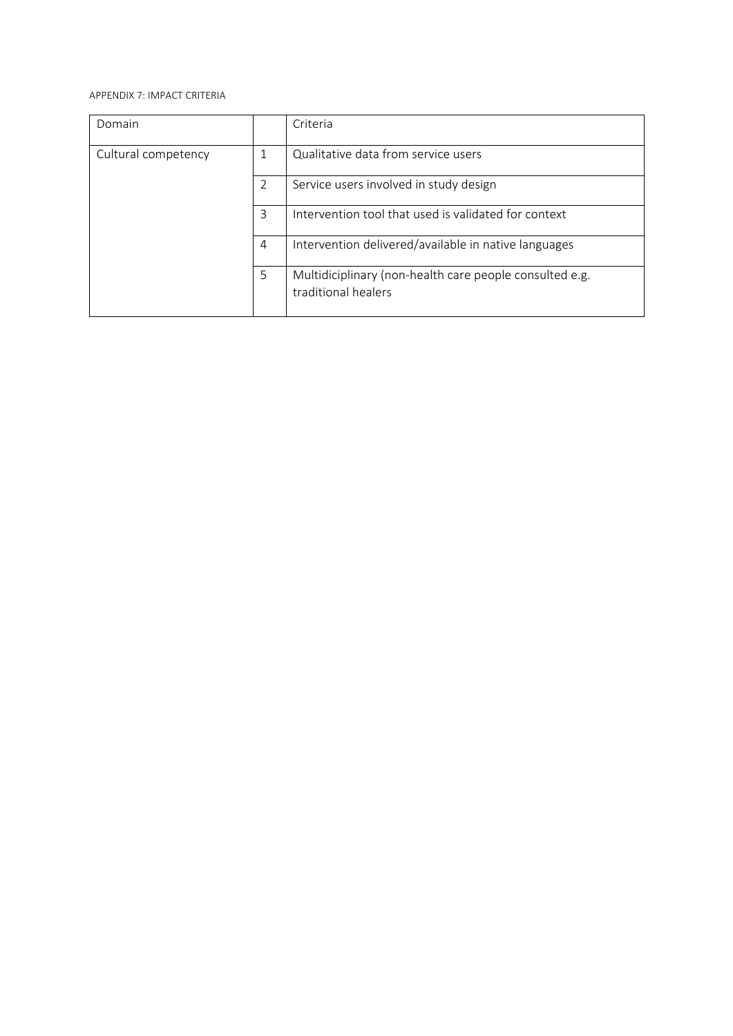APPENDIX 7: IMPACT CRITERIA

| Domain | | Criteria |
|---|---|---|
| Cultural competency | 1 | Qualitative data from service users |
| | 2 | Service users involved in study design |
| | 3 | Intervention tool that used is validated for context |
| | 4 | Intervention delivered/available in native languages |
| | 5 | Multidiciplinary (non-health care people consulted e.g. traditional healers |